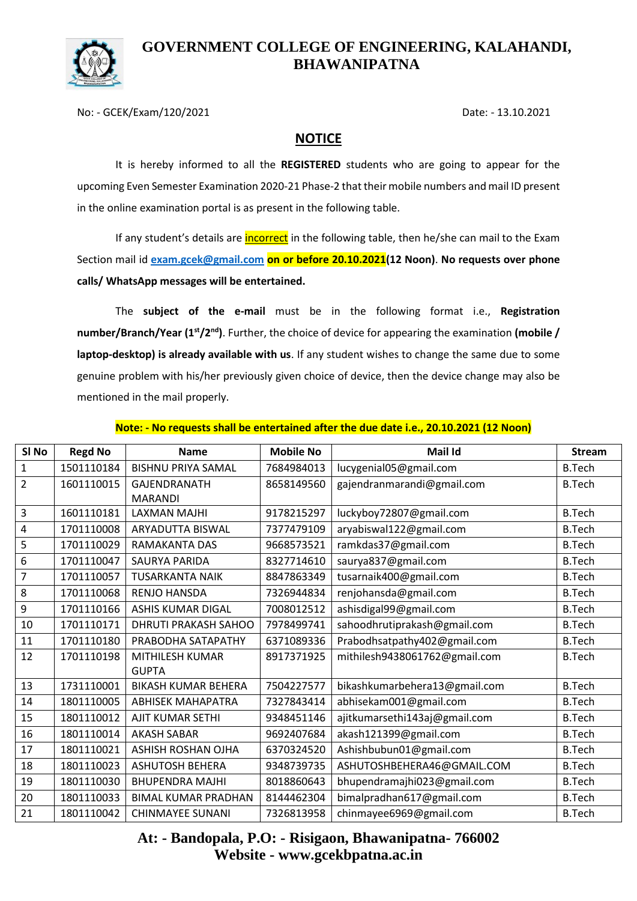# GOVERNMENT COLLEGE OF ENGINEERING, KALAHANDI, BHAWANIPATNA

No: - GCEK/Exam/120/2021 Date: - 13.10.2021

## NOTICE

It is hereby informed to all the **REGISTERED** students who are going to appear for the upcoming Even Semester Examination 2020-21 Phase-2 that their mobile numbers and mail ID present in the online examination portal is as present in the following table.

If any student's details are incorrect in the following table, then he/she can mail to the Exam Section mail id **exam.gcek@gmail.com** **on or before 20.10.2021(12 Noon)**. **No requests over phone calls/ WhatsApp messages will be entertained.**

The **subject of the e-mail** must be in the following format i.e., **Registration number/Branch/Year (1st/2nd)**. Further, the choice of device for appearing the examination **(mobile / laptop-desktop) is already available with us**. If any student wishes to change the same due to some genuine problem with his/her previously given choice of device, then the device change may also be mentioned in the mail properly.

**Note: - No requests shall be entertained after the due date i.e., 20.10.2021 (12 Noon)**

| Sl No | Regd No | Name | Mobile No | Mail Id | Stream |
|---|---|---|---|---|---|
| 1 | 1501110184 | BISHNU PRIYA SAMAL | 7684984013 | lucygenial05@gmail.com | B.Tech |
| 2 | 1601110015 | GAJENDRANATH MARANDI | 8658149560 | gajendranmarandi@gmail.com | B.Tech |
| 3 | 1601110181 | LAXMAN MAJHI | 9178215297 | luckyboy72807@gmail.com | B.Tech |
| 4 | 1701110008 | ARYADUTTA BISWAL | 7377479109 | aryabiswal122@gmail.com | B.Tech |
| 5 | 1701110029 | RAMAKANTA DAS | 9668573521 | ramkdas37@gmail.com | B.Tech |
| 6 | 1701110047 | SAURYA PARIDA | 8327714610 | saurya837@gmail.com | B.Tech |
| 7 | 1701110057 | TUSARKANTA NAIK | 8847863349 | tusarnaik400@gmail.com | B.Tech |
| 8 | 1701110068 | RENJO HANSDA | 7326944834 | renjohansda@gmail.com | B.Tech |
| 9 | 1701110166 | ASHIS KUMAR DIGAL | 7008012512 | ashisdigal99@gmail.com | B.Tech |
| 10 | 1701110171 | DHRUTI PRAKASH SAHOO | 7978499741 | sahoodhrutiprakash@gmail.com | B.Tech |
| 11 | 1701110180 | PRABODHA SATAPATHY | 6371089336 | Prabodhsatpathy402@gmail.com | B.Tech |
| 12 | 1701110198 | MITHILESH KUMAR GUPTA | 8917371925 | mithilesh9438061762@gmail.com | B.Tech |
| 13 | 1731110001 | BIKASH KUMAR BEHERA | 7504227577 | bikashkumarbehera13@gmail.com | B.Tech |
| 14 | 1801110005 | ABHISEK MAHAPATRA | 7327843414 | abhisekam001@gmail.com | B.Tech |
| 15 | 1801110012 | AJIT KUMAR SETHI | 9348451146 | ajitkumarsethi143aj@gmail.com | B.Tech |
| 16 | 1801110014 | AKASH SABAR | 9692407684 | akash121399@gmail.com | B.Tech |
| 17 | 1801110021 | ASHISH ROSHAN OJHA | 6370324520 | Ashishbubun01@gmail.com | B.Tech |
| 18 | 1801110023 | ASHUTOSH BEHERA | 9348739735 | ASHUTOSHBEHERA46@GMAIL.COM | B.Tech |
| 19 | 1801110030 | BHUPENDRA MAJHI | 8018860643 | bhupendramajhi023@gmail.com | B.Tech |
| 20 | 1801110033 | BIMAL KUMAR PRADHAN | 8144462304 | bimalpradhan617@gmail.com | B.Tech |
| 21 | 1801110042 | CHINMAYEE SUNANI | 7326813958 | chinmayee6969@gmail.com | B.Tech |

At: - Bandopala, P.O: - Risigaon, Bhawanipatna- 766002
Website - www.gcekbpatna.ac.in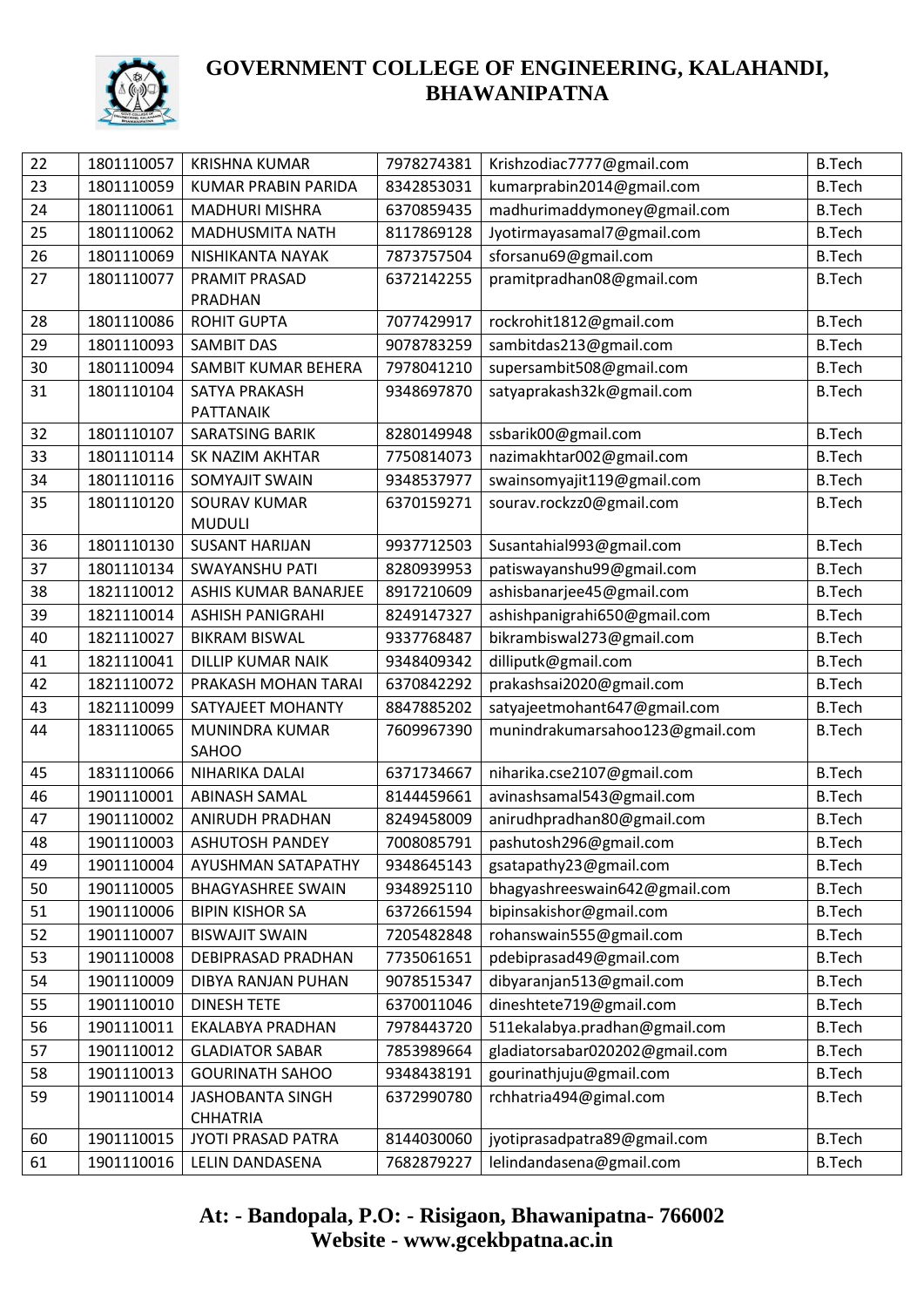| 22 | 1801110057 | KRISHNA KUMAR | 7978274381 | Krishzodiac7777@gmail.com | B.Tech |
|---|---|---|---|---|---|
| 23 | 1801110059 | KUMAR PRABIN PARIDA | 8342853031 | kumarprabin2014@gmail.com | B.Tech |
| 24 | 1801110061 | MADHURI MISHRA | 6370859435 | madhurimaddymoney@gmail.com | B.Tech |
| 25 | 1801110062 | MADHUSMITA NATH | 8117869128 | Jyotirmayasamal7@gmail.com | B.Tech |
| 26 | 1801110069 | NISHIKANTA NAYAK | 7873757504 | sforsanu69@gmail.com | B.Tech |
| 27 | 1801110077 | PRAMIT PRASAD PRADHAN | 6372142255 | pramitpradhan08@gmail.com | B.Tech |
| 28 | 1801110086 | ROHIT GUPTA | 7077429917 | rockrohit1812@gmail.com | B.Tech |
| 29 | 1801110093 | SAMBIT DAS | 9078783259 | sambitdas213@gmail.com | B.Tech |
| 30 | 1801110094 | SAMBIT KUMAR BEHERA | 7978041210 | supersambit508@gmail.com | B.Tech |
| 31 | 1801110104 | SATYA PRAKASH PATTANAIK | 9348697870 | satyaprakash32k@gmail.com | B.Tech |
| 32 | 1801110107 | SARATSING BARIK | 8280149948 | ssbarik00@gmail.com | B.Tech |
| 33 | 1801110114 | SK NAZIM AKHTAR | 7750814073 | nazimakhtar002@gmail.com | B.Tech |
| 34 | 1801110116 | SOMYAJIT SWAIN | 9348537977 | swainsomyajit119@gmail.com | B.Tech |
| 35 | 1801110120 | SOURAV KUMAR MUDULI | 6370159271 | sourav.rockzz0@gmail.com | B.Tech |
| 36 | 1801110130 | SUSANT HARIJAN | 9937712503 | Susantahial993@gmail.com | B.Tech |
| 37 | 1801110134 | SWAYANSHU PATI | 8280939953 | patiswayanshu99@gmail.com | B.Tech |
| 38 | 1821110012 | ASHIS KUMAR BANARJEE | 8917210609 | ashisbanarjee45@gmail.com | B.Tech |
| 39 | 1821110014 | ASHISH PANIGRAHI | 8249147327 | ashishpanigrahi650@gmail.com | B.Tech |
| 40 | 1821110027 | BIKRAM BISWAL | 9337768487 | bikrambiswal273@gmail.com | B.Tech |
| 41 | 1821110041 | DILLIP KUMAR NAIK | 9348409342 | dilliputk@gmail.com | B.Tech |
| 42 | 1821110072 | PRAKASH MOHAN TARAI | 6370842292 | prakashsai2020@gmail.com | B.Tech |
| 43 | 1821110099 | SATYAJEET MOHANTY | 8847885202 | satyajeetmohant647@gmail.com | B.Tech |
| 44 | 1831110065 | MUNINDRA KUMAR SAHOO | 7609967390 | munindrakumarsahoo123@gmail.com | B.Tech |
| 45 | 1831110066 | NIHARIKA DALAI | 6371734667 | niharika.cse2107@gmail.com | B.Tech |
| 46 | 1901110001 | ABINASH SAMAL | 8144459661 | avinashsamal543@gmail.com | B.Tech |
| 47 | 1901110002 | ANIRUDH PRADHAN | 8249458009 | anirudhpradhan80@gmail.com | B.Tech |
| 48 | 1901110003 | ASHUTOSH PANDEY | 7008085791 | pashutosh296@gmail.com | B.Tech |
| 49 | 1901110004 | AYUSHMAN SATAPATHY | 9348645143 | gsatapathy23@gmail.com | B.Tech |
| 50 | 1901110005 | BHAGYASHREE SWAIN | 9348925110 | bhagyashreeswain642@gmail.com | B.Tech |
| 51 | 1901110006 | BIPIN KISHOR SA | 6372661594 | bipinsakishor@gmail.com | B.Tech |
| 52 | 1901110007 | BISWAJIT SWAIN | 7205482848 | rohanswain555@gmail.com | B.Tech |
| 53 | 1901110008 | DEBIPRASAD PRADHAN | 7735061651 | pdebiprasad49@gmail.com | B.Tech |
| 54 | 1901110009 | DIBYA RANJAN PUHAN | 9078515347 | dibyaranjan513@gmail.com | B.Tech |
| 55 | 1901110010 | DINESH TETE | 6370011046 | dineshtete719@gmail.com | B.Tech |
| 56 | 1901110011 | EKALABYA PRADHAN | 7978443720 | 511ekalabya.pradhan@gmail.com | B.Tech |
| 57 | 1901110012 | GLADIATOR SABAR | 7853989664 | gladiatorsabar020202@gmail.com | B.Tech |
| 58 | 1901110013 | GOURINATH SAHOO | 9348438191 | gourinathjuju@gmail.com | B.Tech |
| 59 | 1901110014 | JASHOBANTA SINGH CHHATRIA | 6372990780 | rchhatria494@gimal.com | B.Tech |
| 60 | 1901110015 | JYOTI PRASAD PATRA | 8144030060 | jyotiprasadpatra89@gmail.com | B.Tech |
| 61 | 1901110016 | LELIN DANDASENA | 7682879227 | lelindandasena@gmail.com | B.Tech |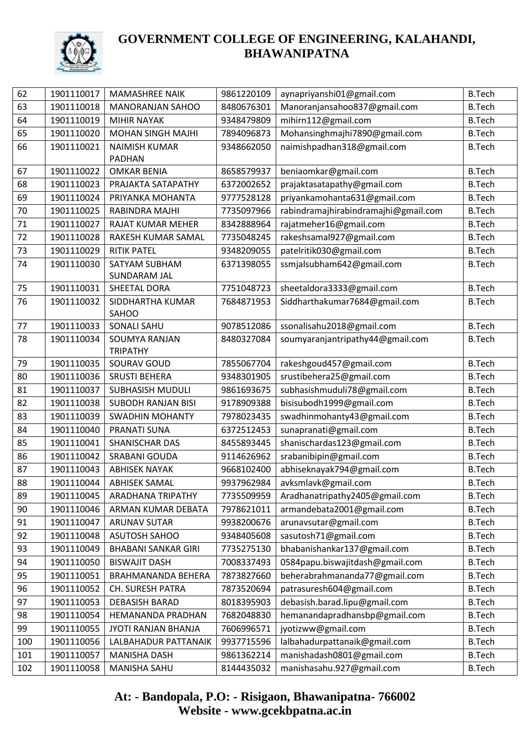# GOVERNMENT COLLEGE OF ENGINEERING, KALAHANDI, BHAWANIPATNA

| | | | | | |
|---|---|---|---|---|---|
| 62 | 1901110017 | MAMASHREE NAIK | 9861220109 | aynapriyanshi01@gmail.com | B.Tech |
| 63 | 1901110018 | MANORANJAN SAHOO | 8480676301 | Manoranjansahoo837@gmail.com | B.Tech |
| 64 | 1901110019 | MIHIR NAYAK | 9348479809 | mihirn112@gmail.com | B.Tech |
| 65 | 1901110020 | MOHAN SINGH MAJHI | 7894096873 | Mohansinghmajhi7890@gmail.com | B.Tech |
| 66 | 1901110021 | NAIMISH KUMAR PADHAN | 9348662050 | naimishpadhan318@gmail.com | B.Tech |
| 67 | 1901110022 | OMKAR BENIA | 8658579937 | beniaomkar@gmail.com | B.Tech |
| 68 | 1901110023 | PRAJAKTA SATAPATHY | 6372002652 | prajaktasatapathy@gmail.com | B.Tech |
| 69 | 1901110024 | PRIYANKA MOHANTA | 9777528128 | priyankamohanta631@gmail.com | B.Tech |
| 70 | 1901110025 | RABINDRA MAJHI | 7735097966 | rabindramajhirabindramajhi@gmail.com | B.Tech |
| 71 | 1901110027 | RAJAT KUMAR MEHER | 8342888964 | rajatmeher16@gmail.com | B.Tech |
| 72 | 1901110028 | RAKESH KUMAR SAMAL | 7735048245 | rakeshsamal927@gmail.com | B.Tech |
| 73 | 1901110029 | RITIK PATEL | 9348209055 | patelritik030@gmail.com | B.Tech |
| 74 | 1901110030 | SATYAM SUBHAM SUNDARAM JAL | 6371398055 | ssmjalsubham642@gmail.com | B.Tech |
| 75 | 1901110031 | SHEETAL DORA | 7751048723 | sheetaldora3333@gmail.com | B.Tech |
| 76 | 1901110032 | SIDDHARTHA KUMAR SAHOO | 7684871953 | Siddharthakumar7684@gmail.com | B.Tech |
| 77 | 1901110033 | SONALI SAHU | 9078512086 | ssonalisahu2018@gmail.com | B.Tech |
| 78 | 1901110034 | SOUMYA RANJAN TRIPATHY | 8480327084 | soumyaranjantripathy44@gmail.com | B.Tech |
| 79 | 1901110035 | SOURAV GOUD | 7855067704 | rakeshgoud457@gmail.com | B.Tech |
| 80 | 1901110036 | SRUSTI BEHERA | 9348301905 | srustibehera25@gmail.com | B.Tech |
| 81 | 1901110037 | SUBHASISH MUDULI | 9861693675 | subhasishmuduli78@gmail.com | B.Tech |
| 82 | 1901110038 | SUBODH RANJAN BISI | 9178909388 | bisisubodh1999@gmail.com | B.Tech |
| 83 | 1901110039 | SWADHIN MOHANTY | 7978023435 | swadhinmohanty43@gmail.com | B.Tech |
| 84 | 1901110040 | PRANATI SUNA | 6372512453 | sunapranati@gmail.com | B.Tech |
| 85 | 1901110041 | SHANISCHAR DAS | 8455893445 | shanischardas123@gmail.com | B.Tech |
| 86 | 1901110042 | SRABANI GOUDA | 9114626962 | srabanibipin@gmail.com | B.Tech |
| 87 | 1901110043 | ABHISEK NAYAK | 9668102400 | abhiseknayak794@gmail.com | B.Tech |
| 88 | 1901110044 | ABHISEK SAMAL | 9937962984 | avksmlavk@gmail.com | B.Tech |
| 89 | 1901110045 | ARADHANA TRIPATHY | 7735509959 | Aradhanatripathy2405@gmail.com | B.Tech |
| 90 | 1901110046 | ARMAN KUMAR DEBATA | 7978621011 | armandebata2001@gmail.com | B.Tech |
| 91 | 1901110047 | ARUNAV SUTAR | 9938200676 | arunavsutar@gmail.com | B.Tech |
| 92 | 1901110048 | ASUTOSH SAHOO | 9348405608 | sasutosh71@gmail.com | B.Tech |
| 93 | 1901110049 | BHABANI SANKAR GIRI | 7735275130 | bhabanishankar137@gmail.com | B.Tech |
| 94 | 1901110050 | BISWAJIT DASH | 7008337493 | 0584papu.biswajitdash@gmail.com | B.Tech |
| 95 | 1901110051 | BRAHMANANDA BEHERA | 7873827660 | beherabrahmananda77@gmail.com | B.Tech |
| 96 | 1901110052 | CH. SURESH PATRA | 7873520694 | patrasuresh604@gmail.com | B.Tech |
| 97 | 1901110053 | DEBASISH BARAD | 8018395903 | debasish.barad.lipu@gmail.com | B.Tech |
| 98 | 1901110054 | HEMANANDA PRADHAN | 7682048830 | hemanandapradhansbp@gmail.com | B.Tech |
| 99 | 1901110055 | JYOTI RANJAN BHANJA | 7606996571 | jyotizww@gmail.com | B.Tech |
| 100 | 1901110056 | LALBAHADUR PATTANAIK | 9937715596 | lalbahadurpattanaik@gmail.com | B.Tech |
| 101 | 1901110057 | MANISHA DASH | 9861362214 | manishadash0801@gmail.com | B.Tech |
| 102 | 1901110058 | MANISHA SAHU | 8144435032 | manishasahu.927@gmail.com | B.Tech |

**At: - Bandopala, P.O: - Risigaon, Bhawanipatna- 766002**
**Website - www.gcekbpatna.ac.in**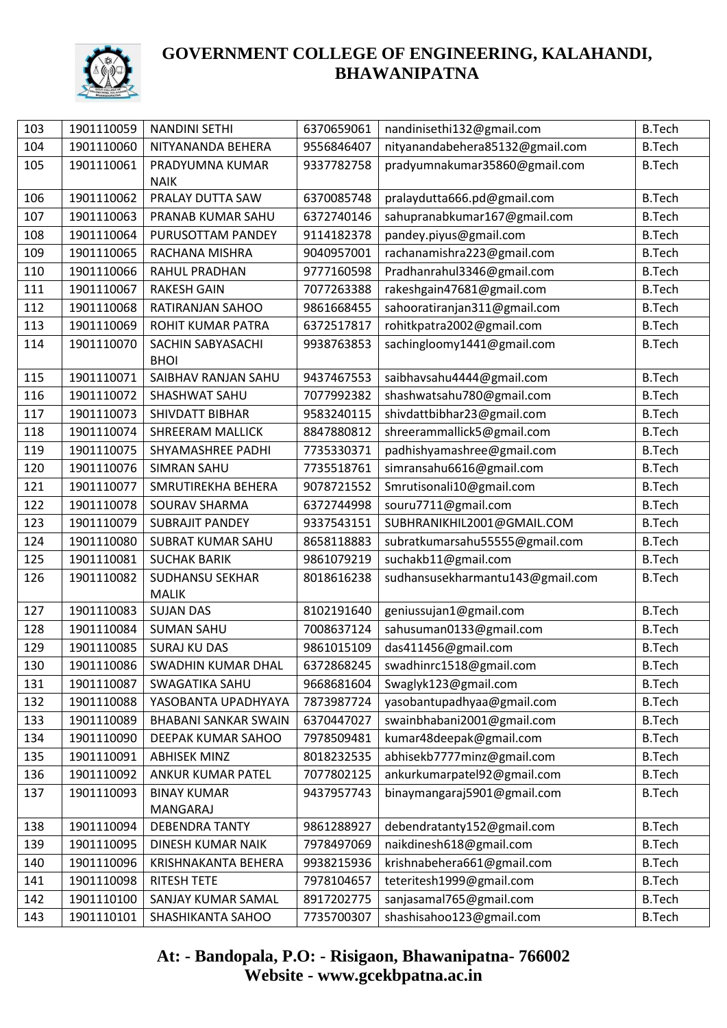| 103 | 1901110059 | NANDINI SETHI | 6370659061 | nandinisethi132@gmail.com | B.Tech |
|---|---|---|---|---|---|
| 104 | 1901110060 | NITYANANDA BEHERA | 9556846407 | nityanandabehera85132@gmail.com | B.Tech |
| 105 | 1901110061 | PRADYUMNA KUMAR NAIK | 9337782758 | pradyumnakumar35860@gmail.com | B.Tech |
| 106 | 1901110062 | PRALAY DUTTA SAW | 6370085748 | pralaydutta666.pd@gmail.com | B.Tech |
| 107 | 1901110063 | PRANAB KUMAR SAHU | 6372740146 | sahupranabkumar167@gmail.com | B.Tech |
| 108 | 1901110064 | PURUSOTTAM PANDEY | 9114182378 | pandey.piyus@gmail.com | B.Tech |
| 109 | 1901110065 | RACHANA MISHRA | 9040957001 | rachanamishra223@gmail.com | B.Tech |
| 110 | 1901110066 | RAHUL PRADHAN | 9777160598 | Pradhanrahul3346@gmail.com | B.Tech |
| 111 | 1901110067 | RAKESH GAIN | 7077263388 | rakeshgain47681@gmail.com | B.Tech |
| 112 | 1901110068 | RATIRANJAN SAHOO | 9861668455 | sahooratiranjan311@gmail.com | B.Tech |
| 113 | 1901110069 | ROHIT KUMAR PATRA | 6372517817 | rohitkpatra2002@gmail.com | B.Tech |
| 114 | 1901110070 | SACHIN SABYASACHI BHOI | 9938763853 | sachingloomy1441@gmail.com | B.Tech |
| 115 | 1901110071 | SAIBHAV RANJAN SAHU | 9437467553 | saibhavsahu4444@gmail.com | B.Tech |
| 116 | 1901110072 | SHASHWAT SAHU | 7077992382 | shashwatsahu780@gmail.com | B.Tech |
| 117 | 1901110073 | SHIVDATT BIBHAR | 9583240115 | shivdattbibhar23@gmail.com | B.Tech |
| 118 | 1901110074 | SHREERAM MALLICK | 8847880812 | shreerammallick5@gmail.com | B.Tech |
| 119 | 1901110075 | SHYAMASHREE PADHI | 7735330371 | padhishyamashree@gmail.com | B.Tech |
| 120 | 1901110076 | SIMRAN SAHU | 7735518761 | simransahu6616@gmail.com | B.Tech |
| 121 | 1901110077 | SMRUTIREKHA BEHERA | 9078721552 | Smrutisonali10@gmail.com | B.Tech |
| 122 | 1901110078 | SOURAV SHARMA | 6372744998 | souru7711@gmail.com | B.Tech |
| 123 | 1901110079 | SUBRAJIT PANDEY | 9337543151 | SUBHRANIKHIL2001@GMAIL.COM | B.Tech |
| 124 | 1901110080 | SUBRAT KUMAR SAHU | 8658118883 | subratkumarsahu55555@gmail.com | B.Tech |
| 125 | 1901110081 | SUCHAK BARIK | 9861079219 | suchakb11@gmail.com | B.Tech |
| 126 | 1901110082 | SUDHANSU SEKHAR MALIK | 8018616238 | sudhansusekharmantu143@gmail.com | B.Tech |
| 127 | 1901110083 | SUJAN DAS | 8102191640 | geniussujan1@gmail.com | B.Tech |
| 128 | 1901110084 | SUMAN SAHU | 7008637124 | sahusuman0133@gmail.com | B.Tech |
| 129 | 1901110085 | SURAJ KU DAS | 9861015109 | das411456@gmail.com | B.Tech |
| 130 | 1901110086 | SWADHIN KUMAR DHAL | 6372868245 | swadhinrc1518@gmail.com | B.Tech |
| 131 | 1901110087 | SWAGATIKA SAHU | 9668681604 | Swaglyk123@gmail.com | B.Tech |
| 132 | 1901110088 | YASOBANTA UPADHYAYA | 7873987724 | yasobantupadhyaa@gmail.com | B.Tech |
| 133 | 1901110089 | BHABANI SANKAR SWAIN | 6370447027 | swainbhabani2001@gmail.com | B.Tech |
| 134 | 1901110090 | DEEPAK KUMAR SAHOO | 7978509481 | kumar48deepak@gmail.com | B.Tech |
| 135 | 1901110091 | ABHISEK MINZ | 8018232535 | abhisekb7777minz@gmail.com | B.Tech |
| 136 | 1901110092 | ANKUR KUMAR PATEL | 7077802125 | ankurkumarpatel92@gmail.com | B.Tech |
| 137 | 1901110093 | BINAY KUMAR MANGARAJ | 9437957743 | binaymangaraj5901@gmail.com | B.Tech |
| 138 | 1901110094 | DEBENDRA TANTY | 9861288927 | debendratanty152@gmail.com | B.Tech |
| 139 | 1901110095 | DINESH KUMAR NAIK | 7978497069 | naikdinesh618@gmail.com | B.Tech |
| 140 | 1901110096 | KRISHNAKANTA BEHERA | 9938215936 | krishnabehera661@gmail.com | B.Tech |
| 141 | 1901110098 | RITESH TETE | 7978104657 | teteritesh1999@gmail.com | B.Tech |
| 142 | 1901110100 | SANJAY KUMAR SAMAL | 8917202775 | sanjasamal765@gmail.com | B.Tech |
| 143 | 1901110101 | SHASHIKANTA SAHOO | 7735700307 | shashisahoo123@gmail.com | B.Tech |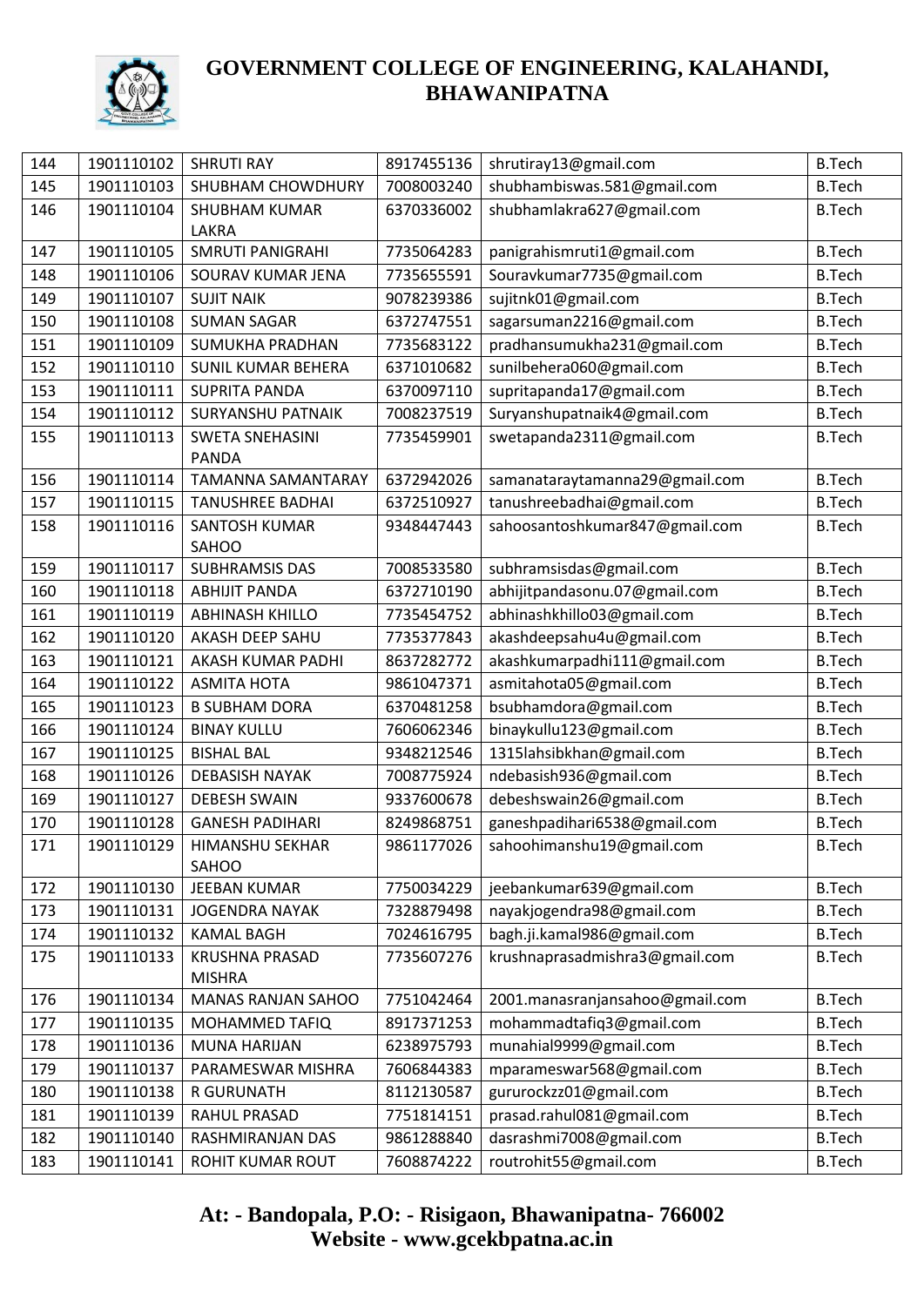| 144 | 1901110102 | SHRUTI RAY | 8917455136 | shrutiray13@gmail.com | B.Tech |
|---|---|---|---|---|---|
| 145 | 1901110103 | SHUBHAM CHOWDHURY | 7008003240 | shubhambiswas.581@gmail.com | B.Tech |
| 146 | 1901110104 | SHUBHAM KUMAR LAKRA | 6370336002 | shubhamlakra627@gmail.com | B.Tech |
| 147 | 1901110105 | SMRUTI PANIGRAHI | 7735064283 | panigrahismruti1@gmail.com | B.Tech |
| 148 | 1901110106 | SOURAV KUMAR JENA | 7735655591 | Souravkumar7735@gmail.com | B.Tech |
| 149 | 1901110107 | SUJIT NAIK | 9078239386 | sujitnk01@gmail.com | B.Tech |
| 150 | 1901110108 | SUMAN SAGAR | 6372747551 | sagarsuman2216@gmail.com | B.Tech |
| 151 | 1901110109 | SUMUKHA PRADHAN | 7735683122 | pradhansumukha231@gmail.com | B.Tech |
| 152 | 1901110110 | SUNIL KUMAR BEHERA | 6371010682 | sunilbehera060@gmail.com | B.Tech |
| 153 | 1901110111 | SUPRITA PANDA | 6370097110 | supritapanda17@gmail.com | B.Tech |
| 154 | 1901110112 | SURYANSHU PATNAIK | 7008237519 | Suryanshupatnaik4@gmail.com | B.Tech |
| 155 | 1901110113 | SWETA SNEHASINI PANDA | 7735459901 | swetapanda2311@gmail.com | B.Tech |
| 156 | 1901110114 | TAMANNA SAMANTARAY | 6372942026 | samanataraytamanna29@gmail.com | B.Tech |
| 157 | 1901110115 | TANUSHREE BADHAI | 6372510927 | tanushreebadhai@gmail.com | B.Tech |
| 158 | 1901110116 | SANTOSH KUMAR SAHOO | 9348447443 | sahoosantoshkumar847@gmail.com | B.Tech |
| 159 | 1901110117 | SUBHRAMSIS DAS | 7008533580 | subhramsisdas@gmail.com | B.Tech |
| 160 | 1901110118 | ABHIJIT PANDA | 6372710190 | abhijitpandasonu.07@gmail.com | B.Tech |
| 161 | 1901110119 | ABHINASH KHILLO | 7735454752 | abhinashkhillo03@gmail.com | B.Tech |
| 162 | 1901110120 | AKASH DEEP SAHU | 7735377843 | akashdeepsahu4u@gmail.com | B.Tech |
| 163 | 1901110121 | AKASH KUMAR PADHI | 8637282772 | akashkumarpadhi111@gmail.com | B.Tech |
| 164 | 1901110122 | ASMITA HOTA | 9861047371 | asmitahota05@gmail.com | B.Tech |
| 165 | 1901110123 | B SUBHAM DORA | 6370481258 | bsubhamdora@gmail.com | B.Tech |
| 166 | 1901110124 | BINAY KULLU | 7606062346 | binaykullu123@gmail.com | B.Tech |
| 167 | 1901110125 | BISHAL BAL | 9348212546 | 1315lahsibkhan@gmail.com | B.Tech |
| 168 | 1901110126 | DEBASISH NAYAK | 7008775924 | ndebasish936@gmail.com | B.Tech |
| 169 | 1901110127 | DEBESH SWAIN | 9337600678 | debeshswain26@gmail.com | B.Tech |
| 170 | 1901110128 | GANESH PADIHARI | 8249868751 | ganeshpadihari6538@gmail.com | B.Tech |
| 171 | 1901110129 | HIMANSHU SEKHAR SAHOO | 9861177026 | sahoohimanshu19@gmail.com | B.Tech |
| 172 | 1901110130 | JEEBAN KUMAR | 7750034229 | jeebankumar639@gmail.com | B.Tech |
| 173 | 1901110131 | JOGENDRA NAYAK | 7328879498 | nayakjogendra98@gmail.com | B.Tech |
| 174 | 1901110132 | KAMAL BAGH | 7024616795 | bagh.ji.kamal986@gmail.com | B.Tech |
| 175 | 1901110133 | KRUSHNA PRASAD MISHRA | 7735607276 | krushnaprasadmishra3@gmail.com | B.Tech |
| 176 | 1901110134 | MANAS RANJAN SAHOO | 7751042464 | 2001.manasranjansahoo@gmail.com | B.Tech |
| 177 | 1901110135 | MOHAMMED TAFIQ | 8917371253 | mohammadtafiq3@gmail.com | B.Tech |
| 178 | 1901110136 | MUNA HARIJAN | 6238975793 | munahial9999@gmail.com | B.Tech |
| 179 | 1901110137 | PARAMESWAR MISHRA | 7606844383 | mparameswar568@gmail.com | B.Tech |
| 180 | 1901110138 | R GURUNATH | 8112130587 | gururockzz01@gmail.com | B.Tech |
| 181 | 1901110139 | RAHUL PRASAD | 7751814151 | prasad.rahul081@gmail.com | B.Tech |
| 182 | 1901110140 | RASHMIRANJAN DAS | 9861288840 | dasrashmi7008@gmail.com | B.Tech |
| 183 | 1901110141 | ROHIT KUMAR ROUT | 7608874222 | routrohit55@gmail.com | B.Tech |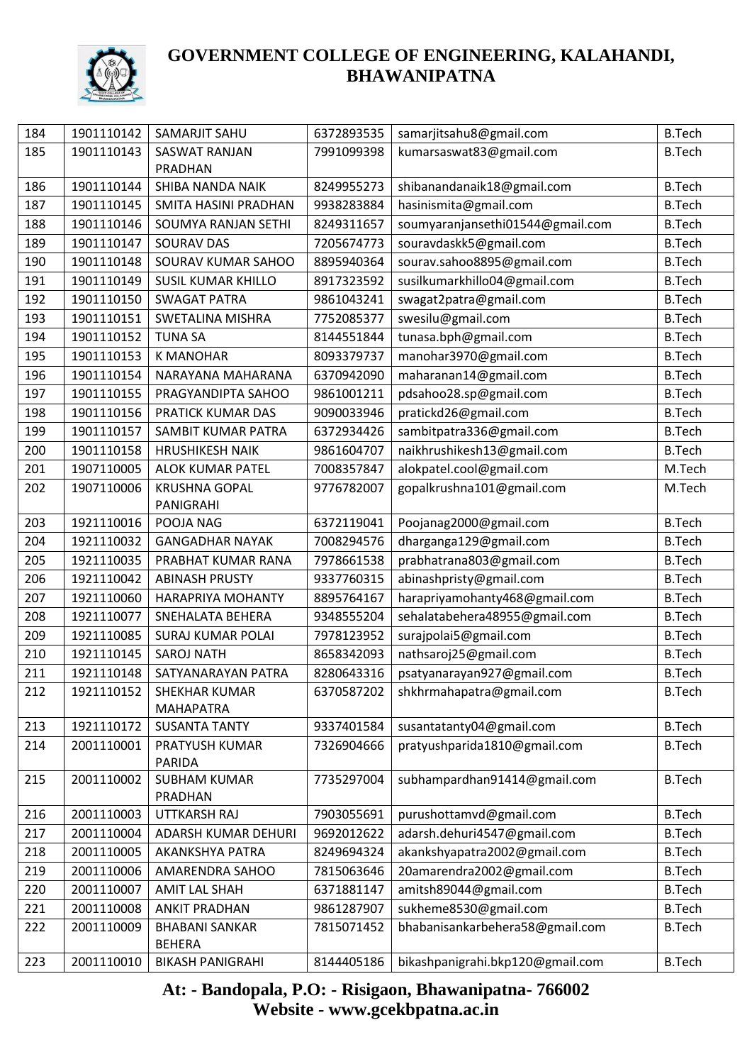# GOVERNMENT COLLEGE OF ENGINEERING, KALAHANDI, BHAWANIPATNA

| 184 | 1901110142 | SAMARJIT SAHU | 6372893535 | samarjitsahu8@gmail.com | B.Tech |
|---|---|---|---|---|---|
| 185 | 1901110143 | SASWAT RANJAN PRADHAN | 7991099398 | kumarsaswat83@gmail.com | B.Tech |
| 186 | 1901110144 | SHIBA NANDA NAIK | 8249955273 | shibanandanaik18@gmail.com | B.Tech |
| 187 | 1901110145 | SMITA HASINI PRADHAN | 9938283884 | hasinismita@gmail.com | B.Tech |
| 188 | 1901110146 | SOUMYA RANJAN SETHI | 8249311657 | soumyaranjansethi01544@gmail.com | B.Tech |
| 189 | 1901110147 | SOURAV DAS | 7205674773 | souravdaskk5@gmail.com | B.Tech |
| 190 | 1901110148 | SOURAV KUMAR SAHOO | 8895940364 | sourav.sahoo8895@gmail.com | B.Tech |
| 191 | 1901110149 | SUSIL KUMAR KHILLO | 8917323592 | susilkumarkhillo04@gmail.com | B.Tech |
| 192 | 1901110150 | SWAGAT PATRA | 9861043241 | swagat2patra@gmail.com | B.Tech |
| 193 | 1901110151 | SWETALINA MISHRA | 7752085377 | swesilu@gmail.com | B.Tech |
| 194 | 1901110152 | TUNA SA | 8144551844 | tunasa.bph@gmail.com | B.Tech |
| 195 | 1901110153 | K MANOHAR | 8093379737 | manohar3970@gmail.com | B.Tech |
| 196 | 1901110154 | NARAYANA MAHARANA | 6370942090 | maharanan14@gmail.com | B.Tech |
| 197 | 1901110155 | PRAGYANDIPTA SAHOO | 9861001211 | pdsahoo28.sp@gmail.com | B.Tech |
| 198 | 1901110156 | PRATICK KUMAR DAS | 9090033946 | pratickd26@gmail.com | B.Tech |
| 199 | 1901110157 | SAMBIT KUMAR PATRA | 6372934426 | sambitpatra336@gmail.com | B.Tech |
| 200 | 1901110158 | HRUSHIKESH NAIK | 9861604707 | naikhrushikesh13@gmail.com | B.Tech |
| 201 | 1907110005 | ALOK KUMAR PATEL | 7008357847 | alokpatel.cool@gmail.com | M.Tech |
| 202 | 1907110006 | KRUSHNA GOPAL PANIGRAHI | 9776782007 | gopalkrushna101@gmail.com | M.Tech |
| 203 | 1921110016 | POOJA NAG | 6372119041 | Poojanag2000@gmail.com | B.Tech |
| 204 | 1921110032 | GANGADHAR NAYAK | 7008294576 | dharganga129@gmail.com | B.Tech |
| 205 | 1921110035 | PRABHAT KUMAR RANA | 7978661538 | prabhatrana803@gmail.com | B.Tech |
| 206 | 1921110042 | ABINASH PRUSTY | 9337760315 | abinashpristy@gmail.com | B.Tech |
| 207 | 1921110060 | HARAPRIYA MOHANTY | 8895764167 | harapriyamohanty468@gmail.com | B.Tech |
| 208 | 1921110077 | SNEHALATA BEHERA | 9348555204 | sehalatabehera48955@gmail.com | B.Tech |
| 209 | 1921110085 | SURAJ KUMAR POLAI | 7978123952 | surajpolai5@gmail.com | B.Tech |
| 210 | 1921110145 | SAROJ NATH | 8658342093 | nathsaroj25@gmail.com | B.Tech |
| 211 | 1921110148 | SATYANARAYAN PATRA | 8280643316 | psatyanarayan927@gmail.com | B.Tech |
| 212 | 1921110152 | SHEKHAR KUMAR MAHAPATRA | 6370587202 | shkhrmahapatra@gmail.com | B.Tech |
| 213 | 1921110172 | SUSANTA TANTY | 9337401584 | susantatanty04@gmail.com | B.Tech |
| 214 | 2001110001 | PRATYUSH KUMAR PARIDA | 7326904666 | pratyushparida1810@gmail.com | B.Tech |
| 215 | 2001110002 | SUBHAM KUMAR PRADHAN | 7735297004 | subhampardhan91414@gmail.com | B.Tech |
| 216 | 2001110003 | UTTKARSH RAJ | 7903055691 | purushottamvd@gmail.com | B.Tech |
| 217 | 2001110004 | ADARSH KUMAR DEHURI | 9692012622 | adarsh.dehuri4547@gmail.com | B.Tech |
| 218 | 2001110005 | AKANKSHYA PATRA | 8249694324 | akankshyapatra2002@gmail.com | B.Tech |
| 219 | 2001110006 | AMARENDRA SAHOO | 7815063646 | 20amarendra2002@gmail.com | B.Tech |
| 220 | 2001110007 | AMIT LAL SHAH | 6371881147 | amitsh89044@gmail.com | B.Tech |
| 221 | 2001110008 | ANKIT PRADHAN | 9861287907 | sukheme8530@gmail.com | B.Tech |
| 222 | 2001110009 | BHABANI SANKAR BEHERA | 7815071452 | bhabanisankarbehera58@gmail.com | B.Tech |
| 223 | 2001110010 | BIKASH PANIGRAHI | 8144405186 | bikashpanigrahi.bkp120@gmail.com | B.Tech |

**At: - Bandopala, P.O: - Risigaon, Bhawanipatna- 766002**
**Website - www.gcekbpatna.ac.in**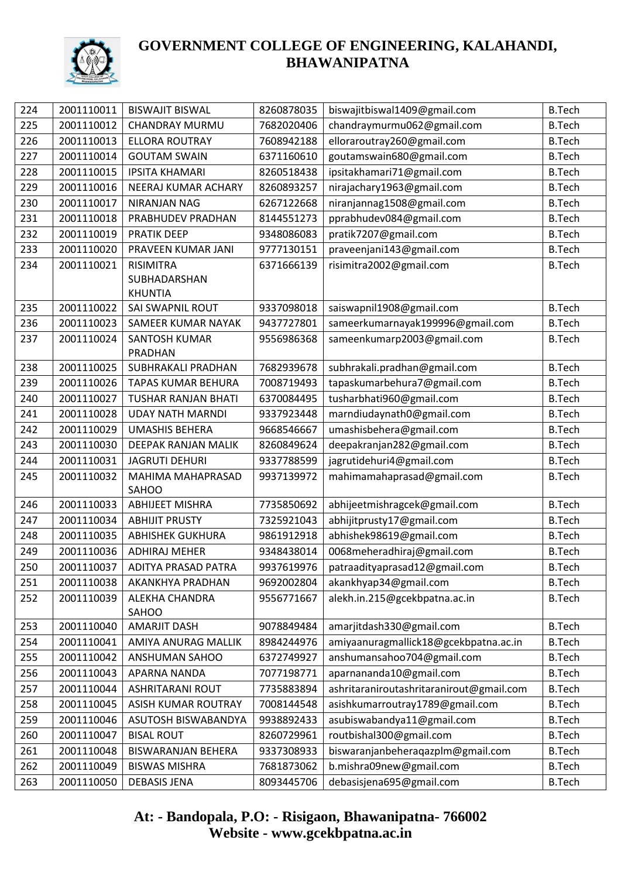# GOVERNMENT COLLEGE OF ENGINEERING, KALAHANDI, BHAWANIPATNA

| | | | | | |
|---|---|---|---|---|---|
| 224 | 2001110011 | BISWAJIT BISWAL | 8260878035 | biswajitbiswal1409@gmail.com | B.Tech |
| 225 | 2001110012 | CHANDRAY MURMU | 7682020406 | chandraymurmu062@gmail.com | B.Tech |
| 226 | 2001110013 | ELLORA ROUTRAY | 7608942188 | elloraroutray260@gmail.com | B.Tech |
| 227 | 2001110014 | GOUTAM SWAIN | 6371160610 | goutamswain680@gmail.com | B.Tech |
| 228 | 2001110015 | IPSITA KHAMARI | 8260518438 | ipsitakhamari71@gmail.com | B.Tech |
| 229 | 2001110016 | NEERAJ KUMAR ACHARY | 8260893257 | nirajachary1963@gmail.com | B.Tech |
| 230 | 2001110017 | NIRANJAN NAG | 6267122668 | niranjannag1508@gmail.com | B.Tech |
| 231 | 2001110018 | PRABHUDEV PRADHAN | 8144551273 | pprabhudev084@gmail.com | B.Tech |
| 232 | 2001110019 | PRATIK DEEP | 9348086083 | pratik7207@gmail.com | B.Tech |
| 233 | 2001110020 | PRAVEEN KUMAR JANI | 9777130151 | praveenjani143@gmail.com | B.Tech |
| 234 | 2001110021 | RISIMITRA SUBHADARSHAN KHUNTIA | 6371666139 | risimitra2002@gmail.com | B.Tech |
| 235 | 2001110022 | SAI SWAPNIL ROUT | 9337098018 | saiswapnil1908@gmail.com | B.Tech |
| 236 | 2001110023 | SAMEER KUMAR NAYAK | 9437727801 | sameerkumarnayak199996@gmail.com | B.Tech |
| 237 | 2001110024 | SANTOSH KUMAR PRADHAN | 9556986368 | sameenkumarp2003@gmail.com | B.Tech |
| 238 | 2001110025 | SUBHRAKALI PRADHAN | 7682939678 | subhrakali.pradhan@gmail.com | B.Tech |
| 239 | 2001110026 | TAPAS KUMAR BEHURA | 7008719493 | tapaskumarbehura7@gmail.com | B.Tech |
| 240 | 2001110027 | TUSHAR RANJAN BHATI | 6370084495 | tusharbhati960@gmail.com | B.Tech |
| 241 | 2001110028 | UDAY NATH MARNDI | 9337923448 | marndiudaynath0@gmail.com | B.Tech |
| 242 | 2001110029 | UMASHIS BEHERA | 9668546667 | umashisbehera@gmail.com | B.Tech |
| 243 | 2001110030 | DEEPAK RANJAN MALIK | 8260849624 | deepakranjan282@gmail.com | B.Tech |
| 244 | 2001110031 | JAGRUTI DEHURI | 9337788599 | jagrutidehuri4@gmail.com | B.Tech |
| 245 | 2001110032 | MAHIMA MAHAPRASAD SAHOO | 9937139972 | mahimamahaprasad@gmail.com | B.Tech |
| 246 | 2001110033 | ABHIJEET MISHRA | 7735850692 | abhijeetmishragcek@gmail.com | B.Tech |
| 247 | 2001110034 | ABHIJIT PRUSTY | 7325921043 | abhijitprusty17@gmail.com | B.Tech |
| 248 | 2001110035 | ABHISHEK GUKHURA | 9861912918 | abhishek98619@gmail.com | B.Tech |
| 249 | 2001110036 | ADHIRAJ MEHER | 9348438014 | 0068meheradhiraj@gmail.com | B.Tech |
| 250 | 2001110037 | ADITYA PRASAD PATRA | 9937619976 | patraadityaprasad12@gmail.com | B.Tech |
| 251 | 2001110038 | AKANKHYA PRADHAN | 9692002804 | akankhyap34@gmail.com | B.Tech |
| 252 | 2001110039 | ALEKHA CHANDRA SAHOO | 9556771667 | alekh.in.215@gcekbpatna.ac.in | B.Tech |
| 253 | 2001110040 | AMARJIT DASH | 9078849484 | amarjitdash330@gmail.com | B.Tech |
| 254 | 2001110041 | AMIYA ANURAG MALLIK | 8984244976 | amiyaanuragmallick18@gcekbpatna.ac.in | B.Tech |
| 255 | 2001110042 | ANSHUMAN SAHOO | 6372749927 | anshumansahoo704@gmail.com | B.Tech |
| 256 | 2001110043 | APARNA NANDA | 7077198771 | aparnananda10@gmail.com | B.Tech |
| 257 | 2001110044 | ASHRITARANI ROUT | 7735883894 | ashritaraniroutashritaranirout@gmail.com | B.Tech |
| 258 | 2001110045 | ASISH KUMAR ROUTRAY | 7008144548 | asishkumarroutray1789@gmail.com | B.Tech |
| 259 | 2001110046 | ASUTOSH BISWABANDYA | 9938892433 | asubiswabandya11@gmail.com | B.Tech |
| 260 | 2001110047 | BISAL ROUT | 8260729961 | routbishal300@gmail.com | B.Tech |
| 261 | 2001110048 | BISWARANJAN BEHERA | 9337308933 | biswaranjanbeheraqazplm@gmail.com | B.Tech |
| 262 | 2001110049 | BISWAS MISHRA | 7681873062 | b.mishra09new@gmail.com | B.Tech |
| 263 | 2001110050 | DEBASIS JENA | 8093445706 | debasisjena695@gmail.com | B.Tech |

**At: - Bandopala, P.O: - Risigaon, Bhawanipatna- 766002**
**Website - www.gcekbpatna.ac.in**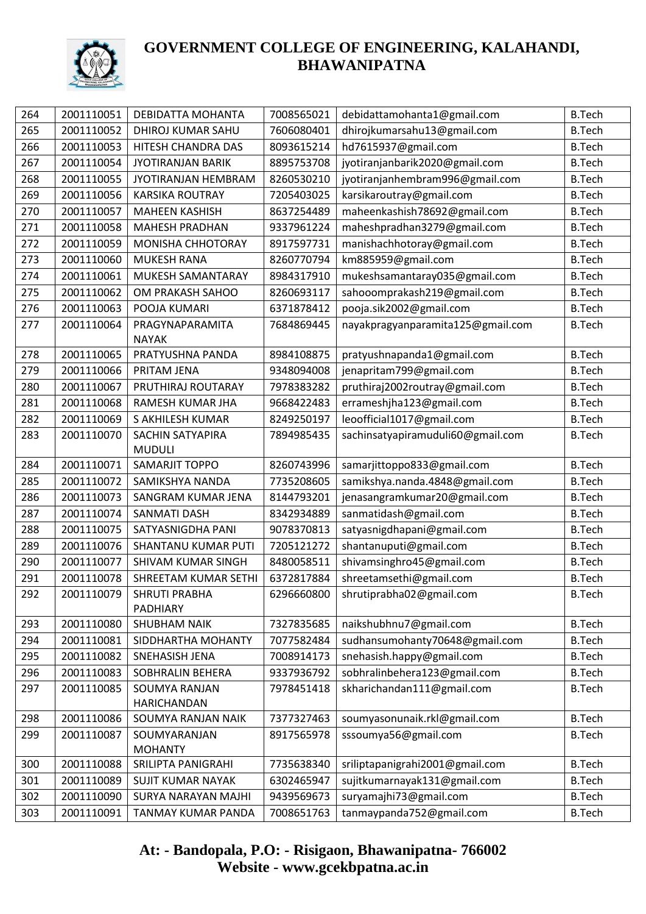# GOVERNMENT COLLEGE OF ENGINEERING, KALAHANDI, BHAWANIPATNA

| 264 | 2001110051 | DEBIDATTA MOHANTA | 7008565021 | debidattamohanta1@gmail.com | B.Tech |
|---|---|---|---|---|---|
| 265 | 2001110052 | DHIROJ KUMAR SAHU | 7606080401 | dhirojkumarsahu13@gmail.com | B.Tech |
| 266 | 2001110053 | HITESH CHANDRA DAS | 8093615214 | hd7615937@gmail.com | B.Tech |
| 267 | 2001110054 | JYOTIRANJAN BARIK | 8895753708 | jyotiranjanbarik2020@gmail.com | B.Tech |
| 268 | 2001110055 | JYOTIRANJAN HEMBRAM | 8260530210 | jyotiranjanhembram996@gmail.com | B.Tech |
| 269 | 2001110056 | KARSIKA ROUTRAY | 7205403025 | karsikaroutray@gmail.com | B.Tech |
| 270 | 2001110057 | MAHEEN KASHISH | 8637254489 | maheenkashish78692@gmail.com | B.Tech |
| 271 | 2001110058 | MAHESH PRADHAN | 9337961224 | maheshpradhan3279@gmail.com | B.Tech |
| 272 | 2001110059 | MONISHA CHHOTORAY | 8917597731 | manishachhotoray@gmail.com | B.Tech |
| 273 | 2001110060 | MUKESH RANA | 8260770794 | km885959@gmail.com | B.Tech |
| 274 | 2001110061 | MUKESH SAMANTARAY | 8984317910 | mukeshsamantaray035@gmail.com | B.Tech |
| 275 | 2001110062 | OM PRAKASH SAHOO | 8260693117 | sahooomprakash219@gmail.com | B.Tech |
| 276 | 2001110063 | POOJA KUMARI | 6371878412 | pooja.sik2002@gmail.com | B.Tech |
| 277 | 2001110064 | PRAGYNAPARAMITA NAYAK | 7684869445 | nayakpragyanparamita125@gmail.com | B.Tech |
| 278 | 2001110065 | PRATYUSHNA PANDA | 8984108875 | pratyushnapanda1@gmail.com | B.Tech |
| 279 | 2001110066 | PRITAM JENA | 9348094008 | jenapritam799@gmail.com | B.Tech |
| 280 | 2001110067 | PRUTHIRAJ ROUTARAY | 7978383282 | pruthiraj2002routray@gmail.com | B.Tech |
| 281 | 2001110068 | RAMESH KUMAR JHA | 9668422483 | errameshjha123@gmail.com | B.Tech |
| 282 | 2001110069 | S AKHILESH KUMAR | 8249250197 | leoofficial1017@gmail.com | B.Tech |
| 283 | 2001110070 | SACHIN SATYAPIRA MUDULI | 7894985435 | sachinsatyapiramuduli60@gmail.com | B.Tech |
| 284 | 2001110071 | SAMARJIT TOPPO | 8260743996 | samarjittoppo833@gmail.com | B.Tech |
| 285 | 2001110072 | SAMIKSHYA NANDA | 7735208605 | samikshya.nanda.4848@gmail.com | B.Tech |
| 286 | 2001110073 | SANGRAM KUMAR JENA | 8144793201 | jenasangramkumar20@gmail.com | B.Tech |
| 287 | 2001110074 | SANMATI DASH | 8342934889 | sanmatidash@gmail.com | B.Tech |
| 288 | 2001110075 | SATYASNIGDHA PANI | 9078370813 | satyasnigdhapani@gmail.com | B.Tech |
| 289 | 2001110076 | SHANTANU KUMAR PUTI | 7205121272 | shantanuputi@gmail.com | B.Tech |
| 290 | 2001110077 | SHIVAM KUMAR SINGH | 8480058511 | shivamsinghro45@gmail.com | B.Tech |
| 291 | 2001110078 | SHREETAM KUMAR SETHI | 6372817884 | shreetamsethi@gmail.com | B.Tech |
| 292 | 2001110079 | SHRUTI PRABHA PADHIARY | 6296660800 | shrutiprabha02@gmail.com | B.Tech |
| 293 | 2001110080 | SHUBHAM NAIK | 7327835685 | naikshubhnu7@gmail.com | B.Tech |
| 294 | 2001110081 | SIDDHARTHA MOHANTY | 7077582484 | sudhansumohanty70648@gmail.com | B.Tech |
| 295 | 2001110082 | SNEHASISH JENA | 7008914173 | snehasish.happy@gmail.com | B.Tech |
| 296 | 2001110083 | SOBHRALIN BEHERA | 9337936792 | sobhralinbehera123@gmail.com | B.Tech |
| 297 | 2001110085 | SOUMYA RANJAN HARICHANDAN | 7978451418 | skharichandan111@gmail.com | B.Tech |
| 298 | 2001110086 | SOUMYA RANJAN NAIK | 7377327463 | soumyasonunaik.rkl@gmail.com | B.Tech |
| 299 | 2001110087 | SOUMYARANJAN MOHANTY | 8917565978 | sssoumya56@gmail.com | B.Tech |
| 300 | 2001110088 | SRILIPTA PANIGRAHI | 7735638340 | sriliptapanigrahi2001@gmail.com | B.Tech |
| 301 | 2001110089 | SUJIT KUMAR NAYAK | 6302465947 | sujitkumarnayak131@gmail.com | B.Tech |
| 302 | 2001110090 | SURYA NARAYAN MAJHI | 9439569673 | suryamajhi73@gmail.com | B.Tech |
| 303 | 2001110091 | TANMAY KUMAR PANDA | 7008651763 | tanmaypanda752@gmail.com | B.Tech |

**At: - Bandopala, P.O: - Risigaon, Bhawanipatna- 766002**
**Website - www.gcekbpatna.ac.in**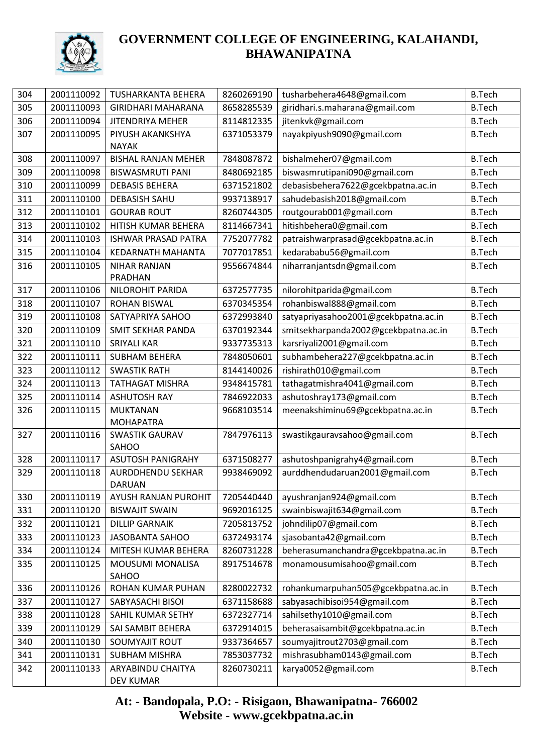# GOVERNMENT COLLEGE OF ENGINEERING, KALAHANDI, BHAWANIPATNA

| 304 | 2001110092 | TUSHARKANTA BEHERA | 8260269190 | tusharbehera4648@gmail.com | B.Tech |
|---|---|---|---|---|---|
| 305 | 2001110093 | GIRIDHARI MAHARANA | 8658285539 | giridhari.s.maharana@gmail.com | B.Tech |
| 306 | 2001110094 | JITENDRIYA MEHER | 8114812335 | jitenkvk@gmail.com | B.Tech |
| 307 | 2001110095 | PIYUSH AKANKSHYA NAYAK | 6371053379 | nayakpiyush9090@gmail.com | B.Tech |
| 308 | 2001110097 | BISHAL RANJAN MEHER | 7848087872 | bishalmeher07@gmail.com | B.Tech |
| 309 | 2001110098 | BISWASMRUTI PANI | 8480692185 | biswasmrutipani090@gmail.com | B.Tech |
| 310 | 2001110099 | DEBASIS BEHERA | 6371521802 | debasisbehera7622@gcekbpatna.ac.in | B.Tech |
| 311 | 2001110100 | DEBASISH SAHU | 9937138917 | sahudebasish2018@gmail.com | B.Tech |
| 312 | 2001110101 | GOURAB ROUT | 8260744305 | routgourab001@gmail.com | B.Tech |
| 313 | 2001110102 | HITISH KUMAR BEHERA | 8114667341 | hitishbehera0@gmail.com | B.Tech |
| 314 | 2001110103 | ISHWAR PRASAD PATRA | 7752077782 | patraishwarprasad@gcekbpatna.ac.in | B.Tech |
| 315 | 2001110104 | KEDARNATH MAHANTA | 7077017851 | kedarababu56@gmail.com | B.Tech |
| 316 | 2001110105 | NIHAR RANJAN PRADHAN | 9556674844 | niharranjantsdn@gmail.com | B.Tech |
| 317 | 2001110106 | NILOROHIT PARIDA | 6372577735 | nilorohitparida@gmail.com | B.Tech |
| 318 | 2001110107 | ROHAN BISWAL | 6370345354 | rohanbiswal888@gmail.com | B.Tech |
| 319 | 2001110108 | SATYAPRIYA SAHOO | 6372993840 | satyapriyasahoo2001@gcekbpatna.ac.in | B.Tech |
| 320 | 2001110109 | SMIT SEKHAR PANDA | 6370192344 | smitsekharpanda2002@gcekbpatna.ac.in | B.Tech |
| 321 | 2001110110 | SRIYALI KAR | 9337735313 | karsriyali2001@gmail.com | B.Tech |
| 322 | 2001110111 | SUBHAM BEHERA | 7848050601 | subhambehera227@gcekbpatna.ac.in | B.Tech |
| 323 | 2001110112 | SWASTIK RATH | 8144140026 | rishirath010@gmail.com | B.Tech |
| 324 | 2001110113 | TATHAGAT MISHRA | 9348415781 | tathagatmishra4041@gmail.com | B.Tech |
| 325 | 2001110114 | ASHUTOSH RAY | 7846922033 | ashutoshray173@gmail.com | B.Tech |
| 326 | 2001110115 | MUKTANAN MOHAPATRA | 9668103514 | meenakshiminu69@gcekbpatna.ac.in | B.Tech |
| 327 | 2001110116 | SWASTIK GAURAV SAHOO | 7847976113 | swastikgauravsahoo@gmail.com | B.Tech |
| 328 | 2001110117 | ASUTOSH PANIGRAHY | 6371508277 | ashutoshpanigrahy4@gmail.com | B.Tech |
| 329 | 2001110118 | AURDDHENDU SEKHAR DARUAN | 9938469092 | aurddhendudaruan2001@gmail.com | B.Tech |
| 330 | 2001110119 | AYUSH RANJAN PUROHIT | 7205440440 | ayushranjan924@gmail.com | B.Tech |
| 331 | 2001110120 | BISWAJIT SWAIN | 9692016125 | swainbiswajit634@gmail.com | B.Tech |
| 332 | 2001110121 | DILLIP GARNAIK | 7205813752 | johndilip07@gmail.com | B.Tech |
| 333 | 2001110123 | JASOBANTA SAHOO | 6372493174 | sjasobanta42@gmail.com | B.Tech |
| 334 | 2001110124 | MITESH KUMAR BEHERA | 8260731228 | beherasumanchandra@gcekbpatna.ac.in | B.Tech |
| 335 | 2001110125 | MOUSUMI MONALISA SAHOO | 8917514678 | monamousumisahoo@gmail.com | B.Tech |
| 336 | 2001110126 | ROHAN KUMAR PUHAN | 8280022732 | rohankumarpuhan505@gcekbpatna.ac.in | B.Tech |
| 337 | 2001110127 | SABYASACHI BISOI | 6371158688 | sabyasachibisoi954@gmail.com | B.Tech |
| 338 | 2001110128 | SAHIL KUMAR SETHY | 6372327714 | sahilsethy1010@gmail.com | B.Tech |
| 339 | 2001110129 | SAI SAMBIT BEHERA | 6372914015 | beherasaisambit@gcekbpatna.ac.in | B.Tech |
| 340 | 2001110130 | SOUMYAJIT ROUT | 9337364657 | soumyajitrout2703@gmail.com | B.Tech |
| 341 | 2001110131 | SUBHAM MISHRA | 7853037732 | mishrasubham0143@gmail.com | B.Tech |
| 342 | 2001110133 | ARYABINDU CHAITYA DEV KUMAR | 8260730211 | karya0052@gmail.com | B.Tech |

**At: - Bandopala, P.O: - Risigaon, Bhawanipatna- 766002**
**Website - www.gcekbpatna.ac.in**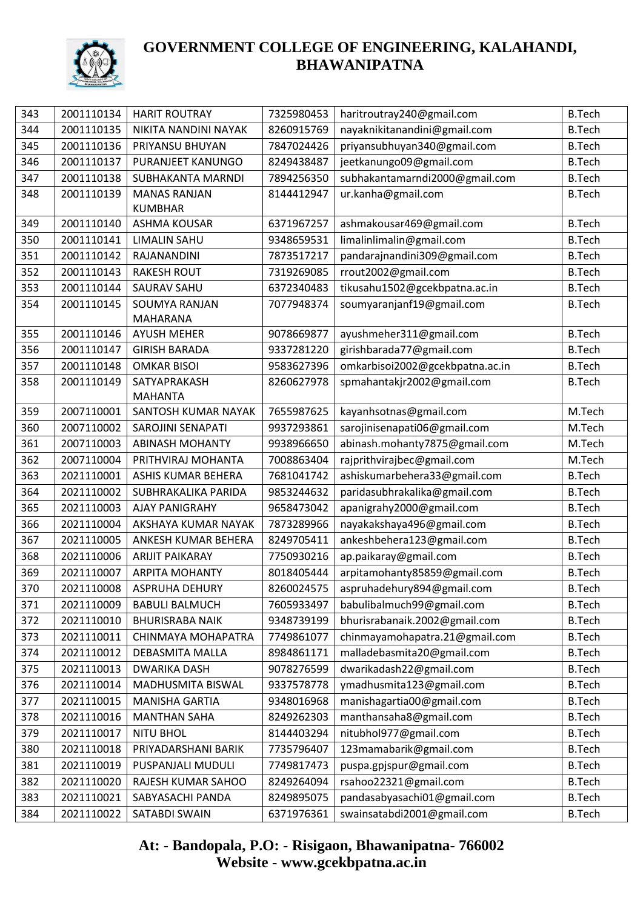| 343 | 2001110134 | HARIT ROUTRAY | 7325980453 | haritroutray240@gmail.com | B.Tech |
|---|---|---|---|---|---|
| 344 | 2001110135 | NIKITA NANDINI NAYAK | 8260915769 | nayaknikitanandini@gmail.com | B.Tech |
| 345 | 2001110136 | PRIYANSU BHUYAN | 7847024426 | priyansubhuyan340@gmail.com | B.Tech |
| 346 | 2001110137 | PURANJEET KANUNGO | 8249438487 | jeetkanungo09@gmail.com | B.Tech |
| 347 | 2001110138 | SUBHAKANTA MARNDI | 7894256350 | subhakantamarndi2000@gmail.com | B.Tech |
| 348 | 2001110139 | MANAS RANJAN KUMBHAR | 8144412947 | ur.kanha@gmail.com | B.Tech |
| 349 | 2001110140 | ASHMA KOUSAR | 6371967257 | ashmakousar469@gmail.com | B.Tech |
| 350 | 2001110141 | LIMALIN SAHU | 9348659531 | limalinlimalin@gmail.com | B.Tech |
| 351 | 2001110142 | RAJANANDINI | 7873517217 | pandarajnandini309@gmail.com | B.Tech |
| 352 | 2001110143 | RAKESH ROUT | 7319269085 | rrout2002@gmail.com | B.Tech |
| 353 | 2001110144 | SAURAV SAHU | 6372340483 | tikusahu1502@gcekbpatna.ac.in | B.Tech |
| 354 | 2001110145 | SOUMYA RANJAN MAHARANA | 7077948374 | soumyaranjanf19@gmail.com | B.Tech |
| 355 | 2001110146 | AYUSH MEHER | 9078669877 | ayushmeher311@gmail.com | B.Tech |
| 356 | 2001110147 | GIRISH BARADA | 9337281220 | girishbarada77@gmail.com | B.Tech |
| 357 | 2001110148 | OMKAR BISOI | 9583627396 | omkarbisoi2002@gcekbpatna.ac.in | B.Tech |
| 358 | 2001110149 | SATYAPRAKASH MAHANTA | 8260627978 | spmahantakjr2002@gmail.com | B.Tech |
| 359 | 2007110001 | SANTOSH KUMAR NAYAK | 7655987625 | kayanhsotnas@gmail.com | M.Tech |
| 360 | 2007110002 | SAROJINI SENAPATI | 9937293861 | sarojinisenapati06@gmail.com | M.Tech |
| 361 | 2007110003 | ABINASH MOHANTY | 9938966650 | abinash.mohanty7875@gmail.com | M.Tech |
| 362 | 2007110004 | PRITHVIRAJ MOHANTA | 7008863404 | rajprithvirajbec@gmail.com | M.Tech |
| 363 | 2021110001 | ASHIS KUMAR BEHERA | 7681041742 | ashiskumarbehera33@gmail.com | B.Tech |
| 364 | 2021110002 | SUBHRAKALIKA PARIDA | 9853244632 | paridasubhrakalika@gmail.com | B.Tech |
| 365 | 2021110003 | AJAY PANIGRAHY | 9658473042 | apanigrahy2000@gmail.com | B.Tech |
| 366 | 2021110004 | AKSHAYA KUMAR NAYAK | 7873289966 | nayakakshaya496@gmail.com | B.Tech |
| 367 | 2021110005 | ANKESH KUMAR BEHERA | 8249705411 | ankeshbehera123@gmail.com | B.Tech |
| 368 | 2021110006 | ARIJIT PAIKARAY | 7750930216 | ap.paikaray@gmail.com | B.Tech |
| 369 | 2021110007 | ARPITA MOHANTY | 8018405444 | arpitamohanty85859@gmail.com | B.Tech |
| 370 | 2021110008 | ASPRUHA DEHURY | 8260024575 | aspruhadehury894@gmail.com | B.Tech |
| 371 | 2021110009 | BABULI BALMUCH | 7605933497 | babulibalmuch99@gmail.com | B.Tech |
| 372 | 2021110010 | BHURISRABA NAIK | 9348739199 | bhurisrabanaik.2002@gmail.com | B.Tech |
| 373 | 2021110011 | CHINMAYA MOHAPATRA | 7749861077 | chinmayamohapatra.21@gmail.com | B.Tech |
| 374 | 2021110012 | DEBASMITA MALLA | 8984861171 | malladebasmita20@gmail.com | B.Tech |
| 375 | 2021110013 | DWARIKA DASH | 9078276599 | dwarikadash22@gmail.com | B.Tech |
| 376 | 2021110014 | MADHUSMITA BISWAL | 9337578778 | ymadhusmita123@gmail.com | B.Tech |
| 377 | 2021110015 | MANISHA GARTIA | 9348016968 | manishagartia00@gmail.com | B.Tech |
| 378 | 2021110016 | MANTHAN SAHA | 8249262303 | manthansaha8@gmail.com | B.Tech |
| 379 | 2021110017 | NITU BHOL | 8144403294 | nitubhol977@gmail.com | B.Tech |
| 380 | 2021110018 | PRIYADARSHANI BARIK | 7735796407 | 123mamabarik@gmail.com | B.Tech |
| 381 | 2021110019 | PUSPANJALI MUDULI | 7749817473 | puspa.gpjspur@gmail.com | B.Tech |
| 382 | 2021110020 | RAJESH KUMAR SAHOO | 8249264094 | rsahoo22321@gmail.com | B.Tech |
| 383 | 2021110021 | SABYASACHI PANDA | 8249895075 | pandasabyasachi01@gmail.com | B.Tech |
| 384 | 2021110022 | SATABDI SWAIN | 6371976361 | swainsatabdi2001@gmail.com | B.Tech |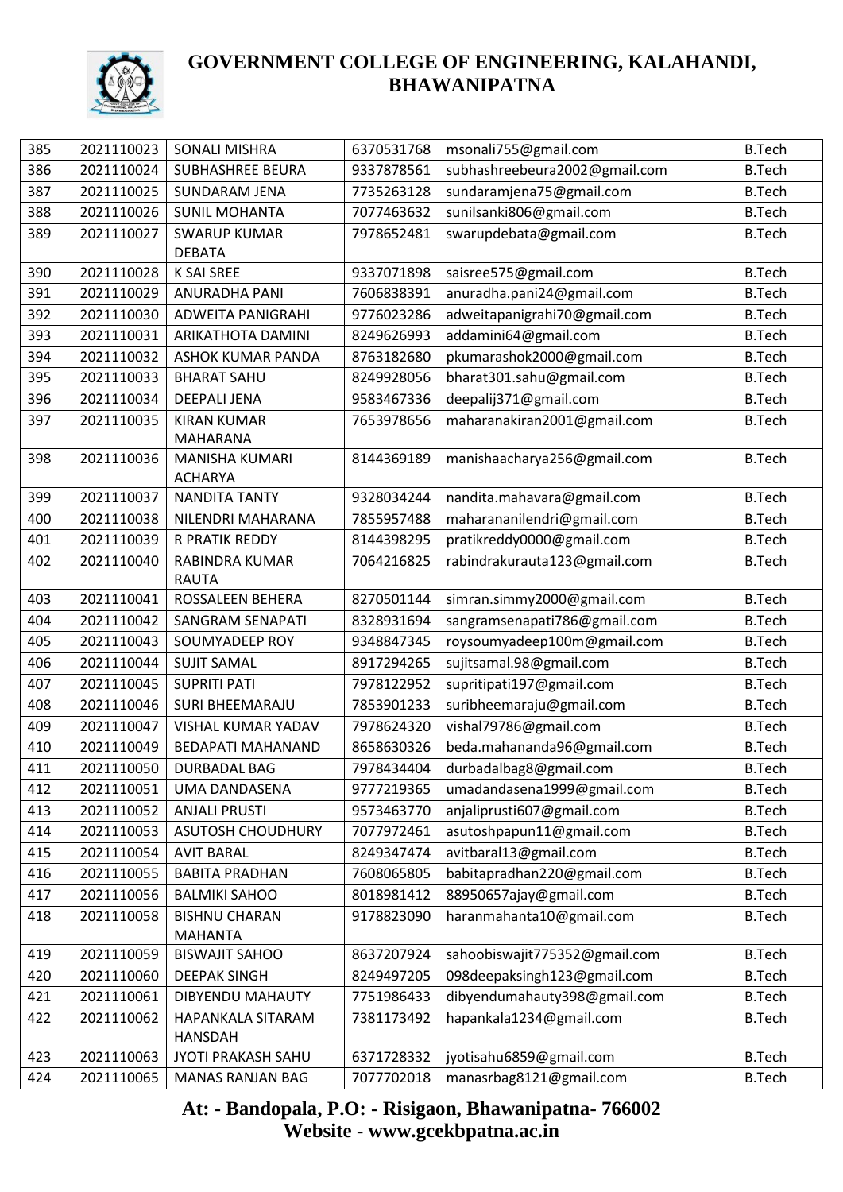# GOVERNMENT COLLEGE OF ENGINEERING, KALAHANDI, BHAWANIPATNA

| 385 | 2021110023 | SONALI MISHRA | 6370531768 | msonali755@gmail.com | B.Tech |
|---|---|---|---|---|---|
| 386 | 2021110024 | SUBHASHREE BEURA | 9337878561 | subhashreebeura2002@gmail.com | B.Tech |
| 387 | 2021110025 | SUNDARAM JENA | 7735263128 | sundaramjena75@gmail.com | B.Tech |
| 388 | 2021110026 | SUNIL MOHANTA | 7077463632 | sunilsanki806@gmail.com | B.Tech |
| 389 | 2021110027 | SWARUP KUMAR DEBATA | 7978652481 | swarupdebata@gmail.com | B.Tech |
| 390 | 2021110028 | K SAI SREE | 9337071898 | saisree575@gmail.com | B.Tech |
| 391 | 2021110029 | ANURADHA PANI | 7606838391 | anuradha.pani24@gmail.com | B.Tech |
| 392 | 2021110030 | ADWEITA PANIGRAHI | 9776023286 | adweitapanigrahi70@gmail.com | B.Tech |
| 393 | 2021110031 | ARIKATHOTA DAMINI | 8249626993 | addamini64@gmail.com | B.Tech |
| 394 | 2021110032 | ASHOK KUMAR PANDA | 8763182680 | pkumarashok2000@gmail.com | B.Tech |
| 395 | 2021110033 | BHARAT SAHU | 8249928056 | bharat301.sahu@gmail.com | B.Tech |
| 396 | 2021110034 | DEEPALI JENA | 9583467336 | deepalij371@gmail.com | B.Tech |
| 397 | 2021110035 | KIRAN KUMAR MAHARANA | 7653978656 | maharanakiran2001@gmail.com | B.Tech |
| 398 | 2021110036 | MANISHA KUMARI ACHARYA | 8144369189 | manishaacharya256@gmail.com | B.Tech |
| 399 | 2021110037 | NANDITA TANTY | 9328034244 | nandita.mahavara@gmail.com | B.Tech |
| 400 | 2021110038 | NILENDRI MAHARANA | 7855957488 | maharananilendri@gmail.com | B.Tech |
| 401 | 2021110039 | R PRATIK REDDY | 8144398295 | pratikreddy0000@gmail.com | B.Tech |
| 402 | 2021110040 | RABINDRA KUMAR RAUTA | 7064216825 | rabindrakurauta123@gmail.com | B.Tech |
| 403 | 2021110041 | ROSSALEEN BEHERA | 8270501144 | simran.simmy2000@gmail.com | B.Tech |
| 404 | 2021110042 | SANGRAM SENAPATI | 8328931694 | sangramsenapati786@gmail.com | B.Tech |
| 405 | 2021110043 | SOUMYADEEP ROY | 9348847345 | roysoumyadeep100m@gmail.com | B.Tech |
| 406 | 2021110044 | SUJIT SAMAL | 8917294265 | sujitsamal.98@gmail.com | B.Tech |
| 407 | 2021110045 | SUPRITI PATI | 7978122952 | supritipati197@gmail.com | B.Tech |
| 408 | 2021110046 | SURI BHEEMARAJU | 7853901233 | suribheemaraju@gmail.com | B.Tech |
| 409 | 2021110047 | VISHAL KUMAR YADAV | 7978624320 | vishal79786@gmail.com | B.Tech |
| 410 | 2021110049 | BEDAPATI MAHANAND | 8658630326 | beda.mahananda96@gmail.com | B.Tech |
| 411 | 2021110050 | DURBADAL BAG | 7978434404 | durbadalbag8@gmail.com | B.Tech |
| 412 | 2021110051 | UMA DANDASENA | 9777219365 | umadandasena1999@gmail.com | B.Tech |
| 413 | 2021110052 | ANJALI PRUSTI | 9573463770 | anjaliprusti607@gmail.com | B.Tech |
| 414 | 2021110053 | ASUTOSH CHOUDHURY | 7077972461 | asutoshpapun11@gmail.com | B.Tech |
| 415 | 2021110054 | AVIT BARAL | 8249347474 | avitbaral13@gmail.com | B.Tech |
| 416 | 2021110055 | BABITA PRADHAN | 7608065805 | babitapradhan220@gmail.com | B.Tech |
| 417 | 2021110056 | BALMIKI SAHOO | 8018981412 | 88950657ajay@gmail.com | B.Tech |
| 418 | 2021110058 | BISHNU CHARAN MAHANTA | 9178823090 | haranmahanta10@gmail.com | B.Tech |
| 419 | 2021110059 | BISWAJIT SAHOO | 8637207924 | sahoobiswajit775352@gmail.com | B.Tech |
| 420 | 2021110060 | DEEPAK SINGH | 8249497205 | 098deepaksingh123@gmail.com | B.Tech |
| 421 | 2021110061 | DIBYENDU MAHAUTY | 7751986433 | dibyendumahauty398@gmail.com | B.Tech |
| 422 | 2021110062 | HAPANKALA SITARAM HANSDAH | 7381173492 | hapankala1234@gmail.com | B.Tech |
| 423 | 2021110063 | JYOTI PRAKASH SAHU | 6371728332 | jyotisahu6859@gmail.com | B.Tech |
| 424 | 2021110065 | MANAS RANJAN BAG | 7077702018 | manasrbag8121@gmail.com | B.Tech |

**At: - Bandopala, P.O: - Risigaon, Bhawanipatna- 766002**
**Website - www.gcekbpatna.ac.in**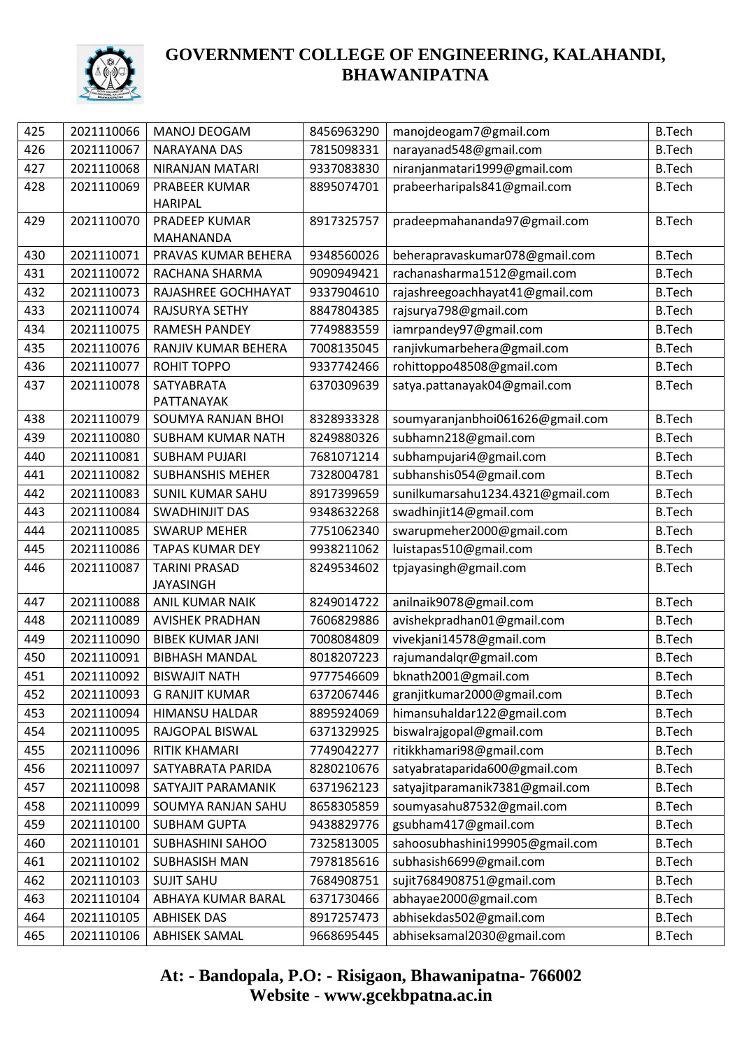# GOVERNMENT COLLEGE OF ENGINEERING, KALAHANDI, BHAWANIPATNA

| 425 | 2021110066 | MANOJ DEOGAM | 8456963290 | manojdeogam7@gmail.com | B.Tech |
|---|---|---|---|---|---|
| 426 | 2021110067 | NARAYANA DAS | 7815098331 | narayanad548@gmail.com | B.Tech |
| 427 | 2021110068 | NIRANJAN MATARI | 9337083830 | niranjanmatari1999@gmail.com | B.Tech |
| 428 | 2021110069 | PRABEER KUMAR HARIPAL | 8895074701 | prabeerharipals841@gmail.com | B.Tech |
| 429 | 2021110070 | PRADEEP KUMAR MAHANANDA | 8917325757 | pradeepmahananda97@gmail.com | B.Tech |
| 430 | 2021110071 | PRAVAS KUMAR BEHERA | 9348560026 | beherapravaskumar078@gmail.com | B.Tech |
| 431 | 2021110072 | RACHANA SHARMA | 9090949421 | rachanasharma1512@gmail.com | B.Tech |
| 432 | 2021110073 | RAJASHREE GOCHHAYAT | 9337904610 | rajashreegoachhayat41@gmail.com | B.Tech |
| 433 | 2021110074 | RAJSURYA SETHY | 8847804385 | rajsurya798@gmail.com | B.Tech |
| 434 | 2021110075 | RAMESH PANDEY | 7749883559 | iamrpandey97@gmail.com | B.Tech |
| 435 | 2021110076 | RANJIV KUMAR BEHERA | 7008135045 | ranjivkumarbehera@gmail.com | B.Tech |
| 436 | 2021110077 | ROHIT TOPPO | 9337742466 | rohittoppo48508@gmail.com | B.Tech |
| 437 | 2021110078 | SATYABRATA PATTANAYAK | 6370309639 | satya.pattanayak04@gmail.com | B.Tech |
| 438 | 2021110079 | SOUMYA RANJAN BHOI | 8328933328 | soumyaranjanbhoi061626@gmail.com | B.Tech |
| 439 | 2021110080 | SUBHAM KUMAR NATH | 8249880326 | subhamn218@gmail.com | B.Tech |
| 440 | 2021110081 | SUBHAM PUJARI | 7681071214 | subhampujari4@gmail.com | B.Tech |
| 441 | 2021110082 | SUBHANSHIS MEHER | 7328004781 | subhanshis054@gmail.com | B.Tech |
| 442 | 2021110083 | SUNIL KUMAR SAHU | 8917399659 | sunilkumarsahu1234.4321@gmail.com | B.Tech |
| 443 | 2021110084 | SWADHINJIT DAS | 9348632268 | swadhinjit14@gmail.com | B.Tech |
| 444 | 2021110085 | SWARUP MEHER | 7751062340 | swarupmeher2000@gmail.com | B.Tech |
| 445 | 2021110086 | TAPAS KUMAR DEY | 9938211062 | luistapas510@gmail.com | B.Tech |
| 446 | 2021110087 | TARINI PRASAD JAYASINGH | 8249534602 | tpjayasingh@gmail.com | B.Tech |
| 447 | 2021110088 | ANIL KUMAR NAIK | 8249014722 | anilnaik9078@gmail.com | B.Tech |
| 448 | 2021110089 | AVISHEK PRADHAN | 7606829886 | avishekpradhan01@gmail.com | B.Tech |
| 449 | 2021110090 | BIBEK KUMAR JANI | 7008084809 | vivekjani14578@gmail.com | B.Tech |
| 450 | 2021110091 | BIBHASH MANDAL | 8018207223 | rajumandalqr@gmail.com | B.Tech |
| 451 | 2021110092 | BISWAJIT NATH | 9777546609 | bknath2001@gmail.com | B.Tech |
| 452 | 2021110093 | G RANJIT KUMAR | 6372067446 | granjitkumar2000@gmail.com | B.Tech |
| 453 | 2021110094 | HIMANSU HALDAR | 8895924069 | himansuhaldar122@gmail.com | B.Tech |
| 454 | 2021110095 | RAJGOPAL BISWAL | 6371329925 | biswalrajgopal@gmail.com | B.Tech |
| 455 | 2021110096 | RITIK KHAMARI | 7749042277 | ritikkhamari98@gmail.com | B.Tech |
| 456 | 2021110097 | SATYABRATA PARIDA | 8280210676 | satyabrataparida600@gmail.com | B.Tech |
| 457 | 2021110098 | SATYAJIT PARAMANIK | 6371962123 | satyajitparamanik7381@gmail.com | B.Tech |
| 458 | 2021110099 | SOUMYA RANJAN SAHU | 8658305859 | soumyasahu87532@gmail.com | B.Tech |
| 459 | 2021110100 | SUBHAM GUPTA | 9438829776 | gsubham417@gmail.com | B.Tech |
| 460 | 2021110101 | SUBHASHINI SAHOO | 7325813005 | sahoosubhashini199905@gmail.com | B.Tech |
| 461 | 2021110102 | SUBHASISH MAN | 7978185616 | subhasish6699@gmail.com | B.Tech |
| 462 | 2021110103 | SUJIT SAHU | 7684908751 | sujit7684908751@gmail.com | B.Tech |
| 463 | 2021110104 | ABHAYA KUMAR BARAL | 6371730466 | abhayae2000@gmail.com | B.Tech |
| 464 | 2021110105 | ABHISEK DAS | 8917257473 | abhisekdas502@gmail.com | B.Tech |
| 465 | 2021110106 | ABHISEK SAMAL | 9668695445 | abhiseksamal2030@gmail.com | B.Tech |

**At: - Bandopala, P.O: - Risigaon, Bhawanipatna- 766002**
**Website - www.gcekbpatna.ac.in**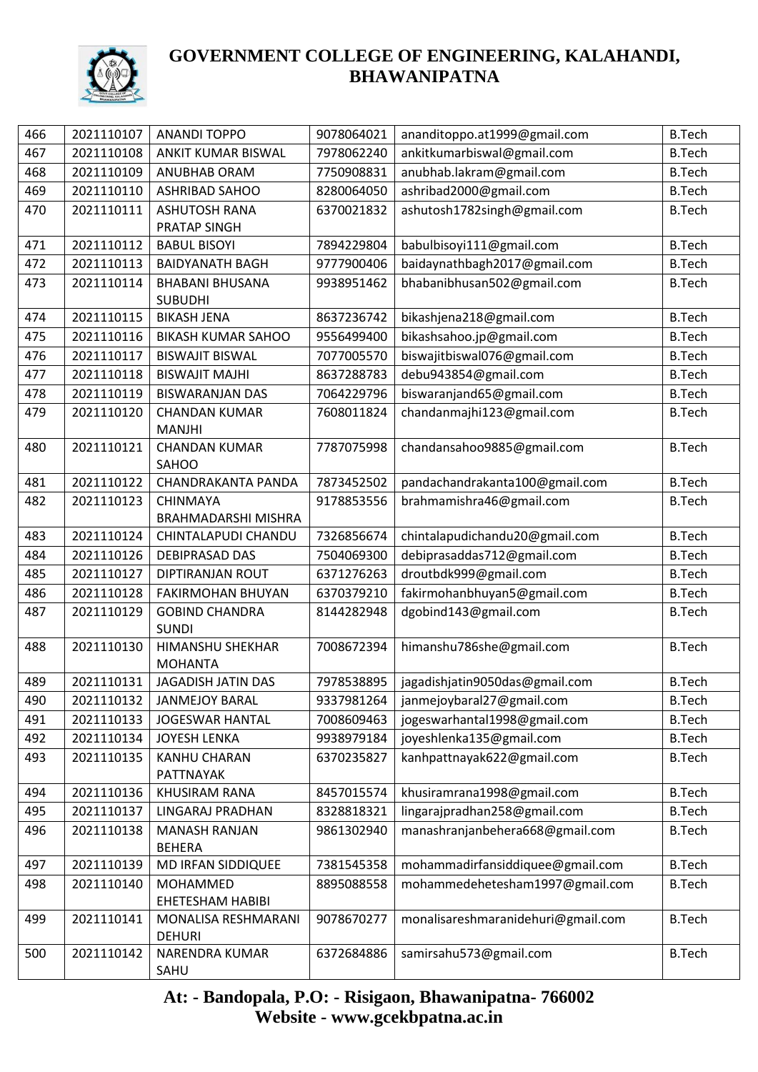# GOVERNMENT COLLEGE OF ENGINEERING, KALAHANDI, BHAWANIPATNA

| | | | | | |
|---|---|---|---|---|---|
| 466 | 2021110107 | ANANDI TOPPO | 9078064021 | ananditoppo.at1999@gmail.com | B.Tech |
| 467 | 2021110108 | ANKIT KUMAR BISWAL | 7978062240 | ankitkumarbiswal@gmail.com | B.Tech |
| 468 | 2021110109 | ANUBHAB ORAM | 7750908831 | anubhab.lakram@gmail.com | B.Tech |
| 469 | 2021110110 | ASHRIBAD SAHOO | 8280064050 | ashribad2000@gmail.com | B.Tech |
| 470 | 2021110111 | ASHUTOSH RANA PRATAP SINGH | 6370021832 | ashutosh1782singh@gmail.com | B.Tech |
| 471 | 2021110112 | BABUL BISOYI | 7894229804 | babulbisoyi111@gmail.com | B.Tech |
| 472 | 2021110113 | BAIDYANATH BAGH | 9777900406 | baidaynathbagh2017@gmail.com | B.Tech |
| 473 | 2021110114 | BHABANI BHUSANA SUBUDHI | 9938951462 | bhabanibhusan502@gmail.com | B.Tech |
| 474 | 2021110115 | BIKASH JENA | 8637236742 | bikashjena218@gmail.com | B.Tech |
| 475 | 2021110116 | BIKASH KUMAR SAHOO | 9556499400 | bikashsahoo.jp@gmail.com | B.Tech |
| 476 | 2021110117 | BISWAJIT BISWAL | 7077005570 | biswajitbiswal076@gmail.com | B.Tech |
| 477 | 2021110118 | BISWAJIT MAJHI | 8637288783 | debu943854@gmail.com | B.Tech |
| 478 | 2021110119 | BISWARANJAN DAS | 7064229796 | biswaranjand65@gmail.com | B.Tech |
| 479 | 2021110120 | CHANDAN KUMAR MANJHI | 7608011824 | chandanmajhi123@gmail.com | B.Tech |
| 480 | 2021110121 | CHANDAN KUMAR SAHOO | 7787075998 | chandansahoo9885@gmail.com | B.Tech |
| 481 | 2021110122 | CHANDRAKANTA PANDA | 7873452502 | pandachandrakanta100@gmail.com | B.Tech |
| 482 | 2021110123 | CHINMAYA BRAHMADARSHI MISHRA | 9178853556 | brahmamishra46@gmail.com | B.Tech |
| 483 | 2021110124 | CHINTALAPUDI CHANDU | 7326856674 | chintalapudichandu20@gmail.com | B.Tech |
| 484 | 2021110126 | DEBIPRASAD DAS | 7504069300 | debiprasaddas712@gmail.com | B.Tech |
| 485 | 2021110127 | DIPTIRANJAN ROUT | 6371276263 | droutbdk999@gmail.com | B.Tech |
| 486 | 2021110128 | FAKIRMOHAN BHUYAN | 6370379210 | fakirmohanbhuyan5@gmail.com | B.Tech |
| 487 | 2021110129 | GOBIND CHANDRA SUNDI | 8144282948 | dgobind143@gmail.com | B.Tech |
| 488 | 2021110130 | HIMANSHU SHEKHAR MOHANTA | 7008672394 | himanshu786she@gmail.com | B.Tech |
| 489 | 2021110131 | JAGADISH JATIN DAS | 7978538895 | jagadishjatin9050das@gmail.com | B.Tech |
| 490 | 2021110132 | JANMEJOY BARAL | 9337981264 | janmejoybaral27@gmail.com | B.Tech |
| 491 | 2021110133 | JOGESWAR HANTAL | 7008609463 | jogeswarhantal1998@gmail.com | B.Tech |
| 492 | 2021110134 | JOYESH LENKA | 9938979184 | joyeshlenka135@gmail.com | B.Tech |
| 493 | 2021110135 | KANHU CHARAN PATTNAYAK | 6370235827 | kanhpattnayak622@gmail.com | B.Tech |
| 494 | 2021110136 | KHUSIRAM RANA | 8457015574 | khusiramrana1998@gmail.com | B.Tech |
| 495 | 2021110137 | LINGARAJ PRADHAN | 8328818321 | lingarajpradhan258@gmail.com | B.Tech |
| 496 | 2021110138 | MANASH RANJAN BEHERA | 9861302940 | manashranjanbehera668@gmail.com | B.Tech |
| 497 | 2021110139 | MD IRFAN SIDDIQUEE | 7381545358 | mohammadirfansiddiquee@gmail.com | B.Tech |
| 498 | 2021110140 | MOHAMMED EHETESHAM HABIBI | 8895088558 | mohammedehetesham1997@gmail.com | B.Tech |
| 499 | 2021110141 | MONALISA RESHMARANI DEHURI | 9078670277 | monalisareshmaranidehuri@gmail.com | B.Tech |
| 500 | 2021110142 | NARENDRA KUMAR SAHU | 6372684886 | samirsahu573@gmail.com | B.Tech |

**At: - Bandopala, P.O: - Risigaon, Bhawanipatna- 766002**
**Website - www.gcekbpatna.ac.in**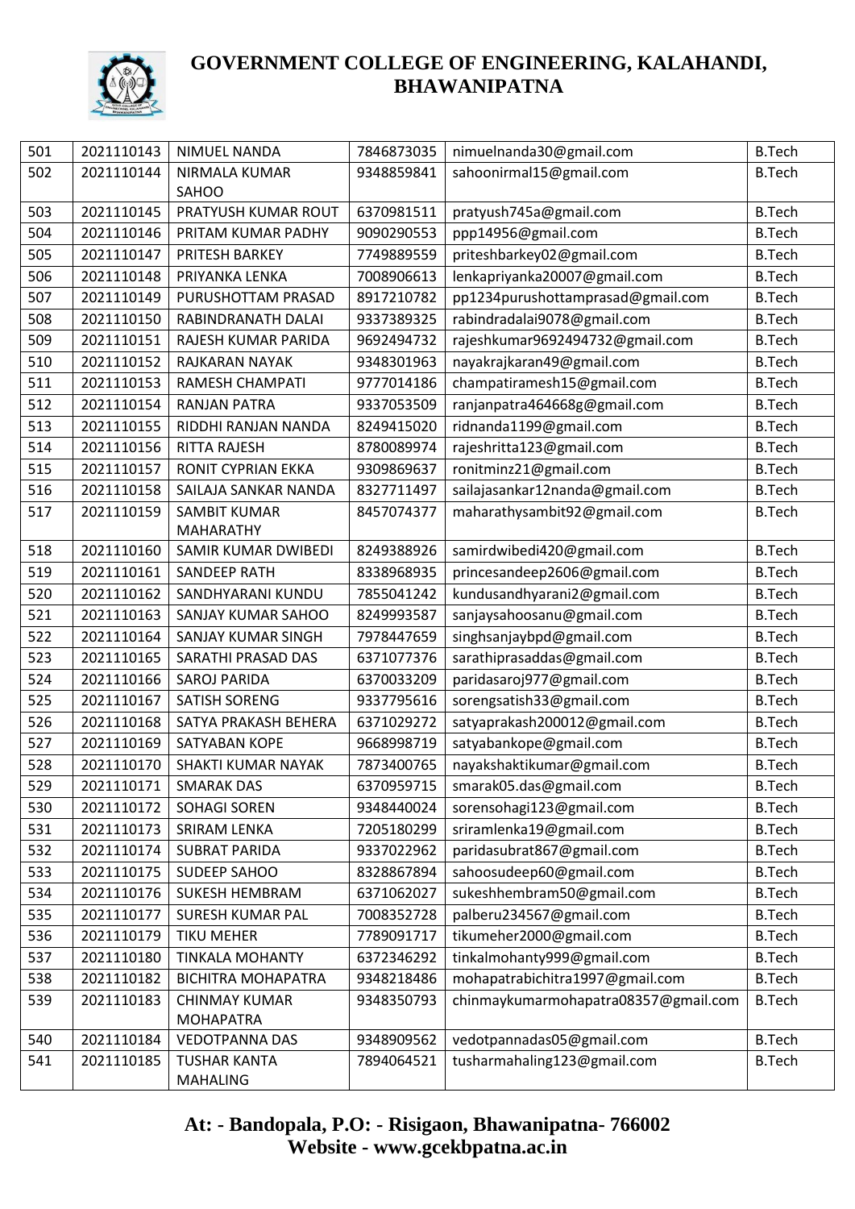| 501 | 2021110143 | NIMUEL NANDA | 7846873035 | nimuelnanda30@gmail.com | B.Tech |
|---|---|---|---|---|---|
| 502 | 2021110144 | NIRMALA KUMAR SAHOO | 9348859841 | sahoonirmal15@gmail.com | B.Tech |
| 503 | 2021110145 | PRATYUSH KUMAR ROUT | 6370981511 | pratyush745a@gmail.com | B.Tech |
| 504 | 2021110146 | PRITAM KUMAR PADHY | 9090290553 | ppp14956@gmail.com | B.Tech |
| 505 | 2021110147 | PRITESH BARKEY | 7749889559 | priteshbarkey02@gmail.com | B.Tech |
| 506 | 2021110148 | PRIYANKA LENKA | 7008906613 | lenkapriyanka20007@gmail.com | B.Tech |
| 507 | 2021110149 | PURUSHOTTAM PRASAD | 8917210782 | pp1234purushottamprasad@gmail.com | B.Tech |
| 508 | 2021110150 | RABINDRANATH DALAI | 9337389325 | rabindradalai9078@gmail.com | B.Tech |
| 509 | 2021110151 | RAJESH KUMAR PARIDA | 9692494732 | rajeshkumar9692494732@gmail.com | B.Tech |
| 510 | 2021110152 | RAJKARAN NAYAK | 9348301963 | nayakrajkaran49@gmail.com | B.Tech |
| 511 | 2021110153 | RAMESH CHAMPATI | 9777014186 | champatiramesh15@gmail.com | B.Tech |
| 512 | 2021110154 | RANJAN PATRA | 9337053509 | ranjanpatra464668g@gmail.com | B.Tech |
| 513 | 2021110155 | RIDDHI RANJAN NANDA | 8249415020 | ridnanda1199@gmail.com | B.Tech |
| 514 | 2021110156 | RITTA RAJESH | 8780089974 | rajeshritta123@gmail.com | B.Tech |
| 515 | 2021110157 | RONIT CYPRIAN EKKA | 9309869637 | ronitminz21@gmail.com | B.Tech |
| 516 | 2021110158 | SAILAJA SANKAR NANDA | 8327711497 | sailajasankar12nanda@gmail.com | B.Tech |
| 517 | 2021110159 | SAMBIT KUMAR MAHARATHY | 8457074377 | maharathysambit92@gmail.com | B.Tech |
| 518 | 2021110160 | SAMIR KUMAR DWIBEDI | 8249388926 | samirdwibedi420@gmail.com | B.Tech |
| 519 | 2021110161 | SANDEEP RATH | 8338968935 | princesandeep2606@gmail.com | B.Tech |
| 520 | 2021110162 | SANDHYARANI KUNDU | 7855041242 | kundusandhyarani2@gmail.com | B.Tech |
| 521 | 2021110163 | SANJAY KUMAR SAHOO | 8249993587 | sanjaysahoosanu@gmail.com | B.Tech |
| 522 | 2021110164 | SANJAY KUMAR SINGH | 7978447659 | singhsanjaybpd@gmail.com | B.Tech |
| 523 | 2021110165 | SARATHI PRASAD DAS | 6371077376 | sarathiprasaddas@gmail.com | B.Tech |
| 524 | 2021110166 | SAROJ PARIDA | 6370033209 | paridasaroj977@gmail.com | B.Tech |
| 525 | 2021110167 | SATISH SORENG | 9337795616 | sorengsatish33@gmail.com | B.Tech |
| 526 | 2021110168 | SATYA PRAKASH BEHERA | 6371029272 | satyaprakash200012@gmail.com | B.Tech |
| 527 | 2021110169 | SATYABAN KOPE | 9668998719 | satyabankope@gmail.com | B.Tech |
| 528 | 2021110170 | SHAKTI KUMAR NAYAK | 7873400765 | nayakshaktikumar@gmail.com | B.Tech |
| 529 | 2021110171 | SMARAK DAS | 6370959715 | smarak05.das@gmail.com | B.Tech |
| 530 | 2021110172 | SOHAGI SOREN | 9348440024 | sorensohagi123@gmail.com | B.Tech |
| 531 | 2021110173 | SRIRAM LENKA | 7205180299 | sriramlenka19@gmail.com | B.Tech |
| 532 | 2021110174 | SUBRAT PARIDA | 9337022962 | paridasubrat867@gmail.com | B.Tech |
| 533 | 2021110175 | SUDEEP SAHOO | 8328867894 | sahoosudeep60@gmail.com | B.Tech |
| 534 | 2021110176 | SUKESH HEMBRAM | 6371062027 | sukeshhembram50@gmail.com | B.Tech |
| 535 | 2021110177 | SURESH KUMAR PAL | 7008352728 | palberu234567@gmail.com | B.Tech |
| 536 | 2021110179 | TIKU MEHER | 7789091717 | tikumeher2000@gmail.com | B.Tech |
| 537 | 2021110180 | TINKALA MOHANTY | 6372346292 | tinkalmohanty999@gmail.com | B.Tech |
| 538 | 2021110182 | BICHITRA MOHAPATRA | 9348218486 | mohapatrabichitra1997@gmail.com | B.Tech |
| 539 | 2021110183 | CHINMAY KUMAR MOHAPATRA | 9348350793 | chinmaykumarmohapatra08357@gmail.com | B.Tech |
| 540 | 2021110184 | VEDOTPANNA DAS | 9348909562 | vedotpannadas05@gmail.com | B.Tech |
| 541 | 2021110185 | TUSHAR KANTA MAHALING | 7894064521 | tusharmahaling123@gmail.com | B.Tech |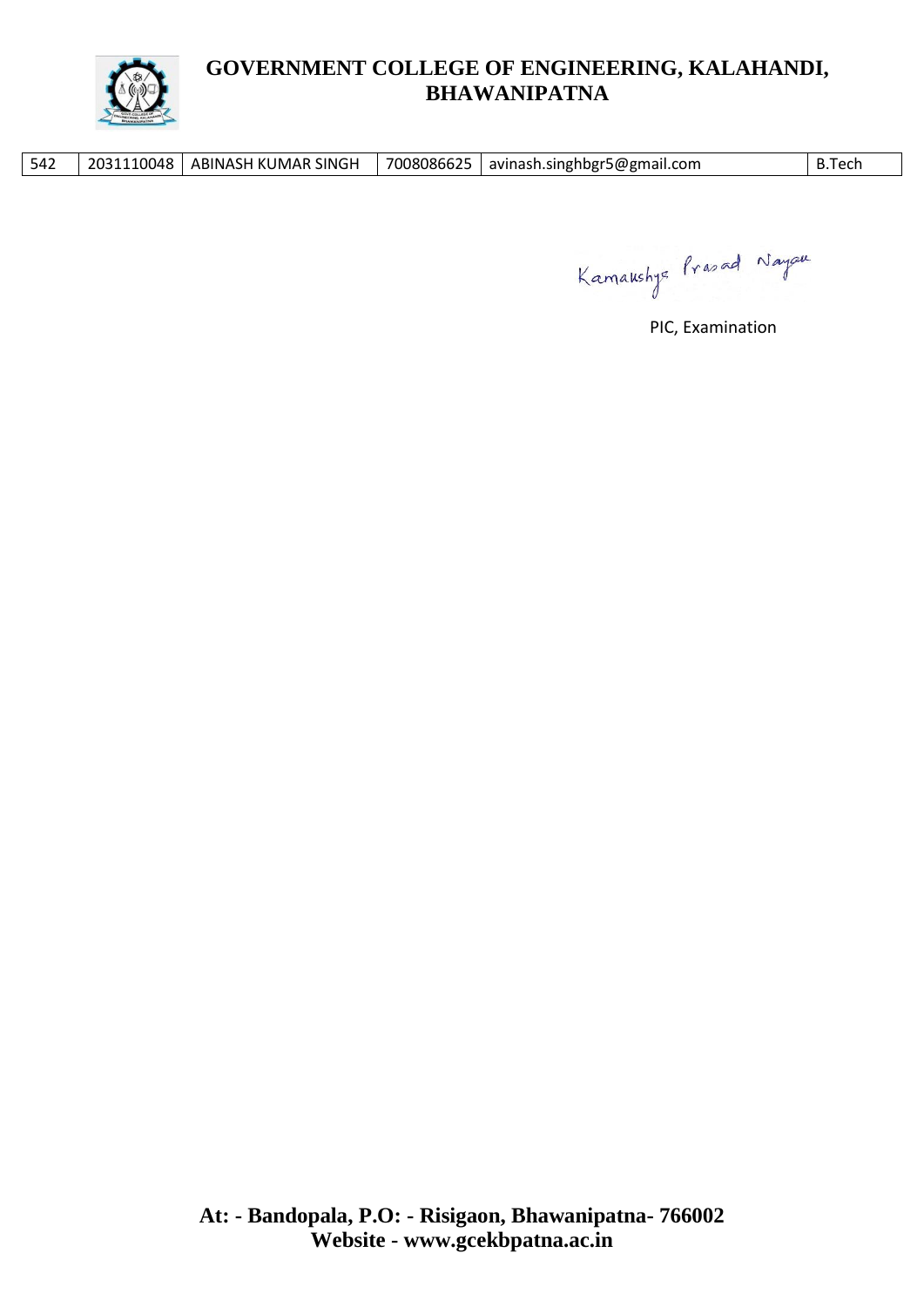# GOVERNMENT COLLEGE OF ENGINEERING, KALAHANDI, BHAWANIPATNA

| | | | | | |
|---|---|---|---|---|---|
| 542 | 2031110048 | ABINASH KUMAR SINGH | 7008086625 | avinash.singhbgr5@gmail.com | B.Tech |

Kamakshya Prasad Nayak

PIC, Examination

**At: - Bandopala, P.O: - Risigaon, Bhawanipatna- 766002**
**Website - www.gcekbpatna.ac.in**